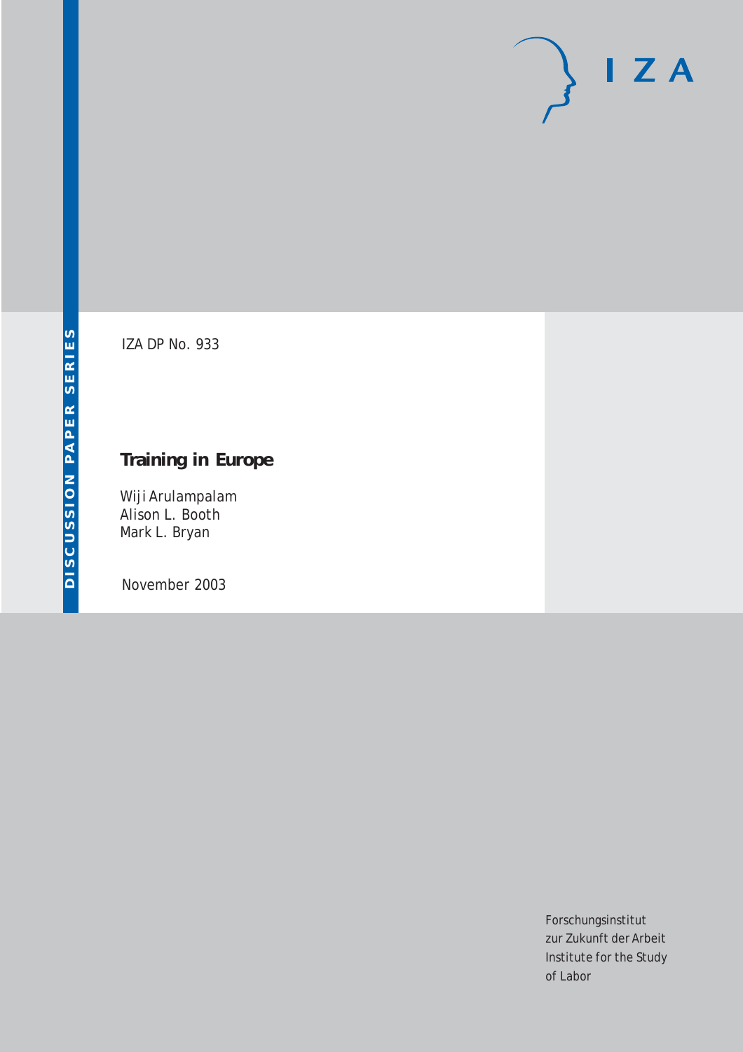IZA

DISCUSSION PAPER SERIES

IZA DP No. 933

# Training in Europe

Wiji Arulampalam
Alison L. Booth
Mark L. Bryan

November 2003

Forschungsinstitut
zur Zukunft der Arbeit
Institute for the Study
of Labor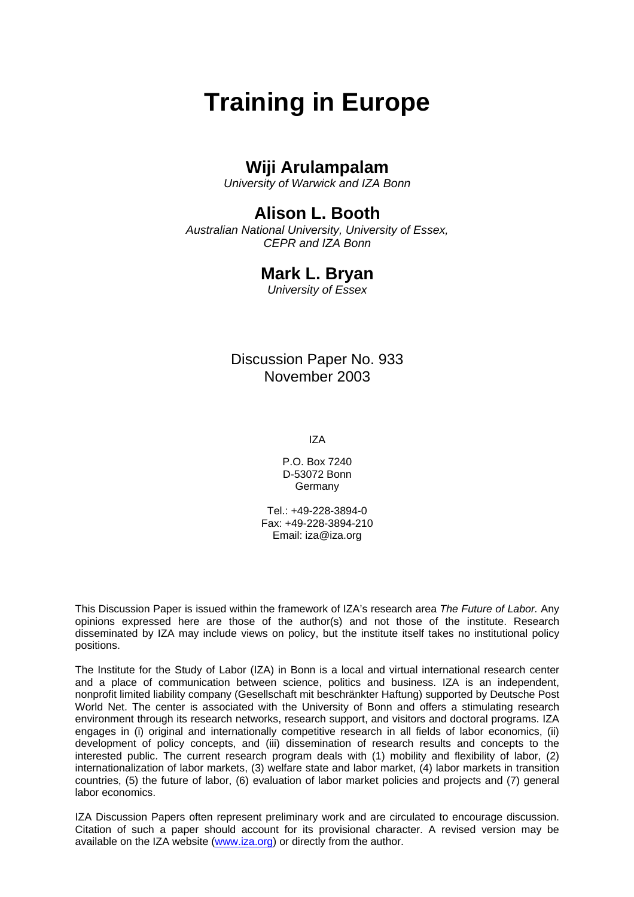# Training in Europe

## Wiji Arulampalam

*University of Warwick and IZA Bonn*

## Alison L. Booth

*Australian National University, University of Essex, CEPR and IZA Bonn*

## Mark L. Bryan

*University of Essex*

Discussion Paper No. 933
November 2003

IZA

P.O. Box 7240
D-53072 Bonn
Germany

Tel.: +49-228-3894-0
Fax: +49-228-3894-210
Email: iza@iza.org

This Discussion Paper is issued within the framework of IZA's research area *The Future of Labor.* Any opinions expressed here are those of the author(s) and not those of the institute. Research disseminated by IZA may include views on policy, but the institute itself takes no institutional policy positions.

The Institute for the Study of Labor (IZA) in Bonn is a local and virtual international research center and a place of communication between science, politics and business. IZA is an independent, nonprofit limited liability company (Gesellschaft mit beschränkter Haftung) supported by Deutsche Post World Net. The center is associated with the University of Bonn and offers a stimulating research environment through its research networks, research support, and visitors and doctoral programs. IZA engages in (i) original and internationally competitive research in all fields of labor economics, (ii) development of policy concepts, and (iii) dissemination of research results and concepts to the interested public. The current research program deals with (1) mobility and flexibility of labor, (2) internationalization of labor markets, (3) welfare state and labor market, (4) labor markets in transition countries, (5) the future of labor, (6) evaluation of labor market policies and projects and (7) general labor economics.

IZA Discussion Papers often represent preliminary work and are circulated to encourage discussion. Citation of such a paper should account for its provisional character. A revised version may be available on the IZA website (www.iza.org) or directly from the author.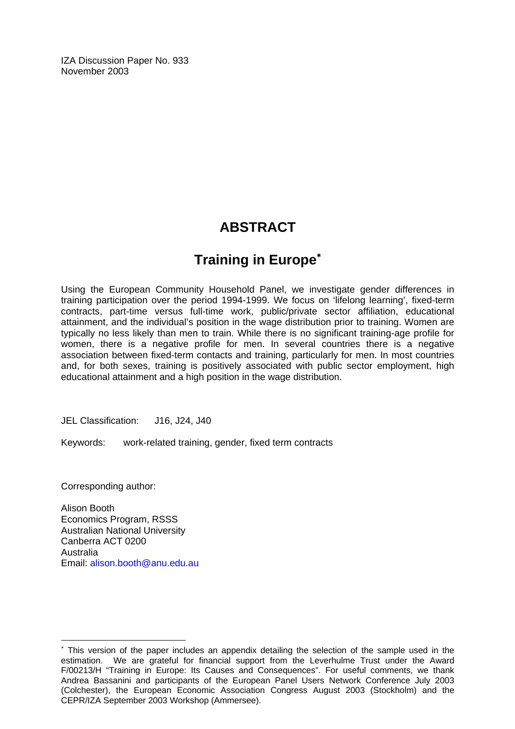IZA Discussion Paper No. 933
November 2003

# ABSTRACT

## Training in Europe*

Using the European Community Household Panel, we investigate gender differences in training participation over the period 1994-1999. We focus on 'lifelong learning', fixed-term contracts, part-time versus full-time work, public/private sector affiliation, educational attainment, and the individual's position in the wage distribution prior to training. Women are typically no less likely than men to train. While there is no significant training-age profile for women, there is a negative profile for men. In several countries there is a negative association between fixed-term contacts and training, particularly for men. In most countries and, for both sexes, training is positively associated with public sector employment, high educational attainment and a high position in the wage distribution.

JEL Classification: J16, J24, J40

Keywords: work-related training, gender, fixed term contracts

Corresponding author:

Alison Booth
Economics Program, RSSS
Australian National University
Canberra ACT 0200
Australia
Email: alison.booth@anu.edu.au

---

* This version of the paper includes an appendix detailing the selection of the sample used in the estimation. We are grateful for financial support from the Leverhulme Trust under the Award F/00213/H "Training in Europe: Its Causes and Consequences". For useful comments, we thank Andrea Bassanini and participants of the European Panel Users Network Conference July 2003 (Colchester), the European Economic Association Congress August 2003 (Stockholm) and the CEPR/IZA September 2003 Workshop (Ammersee).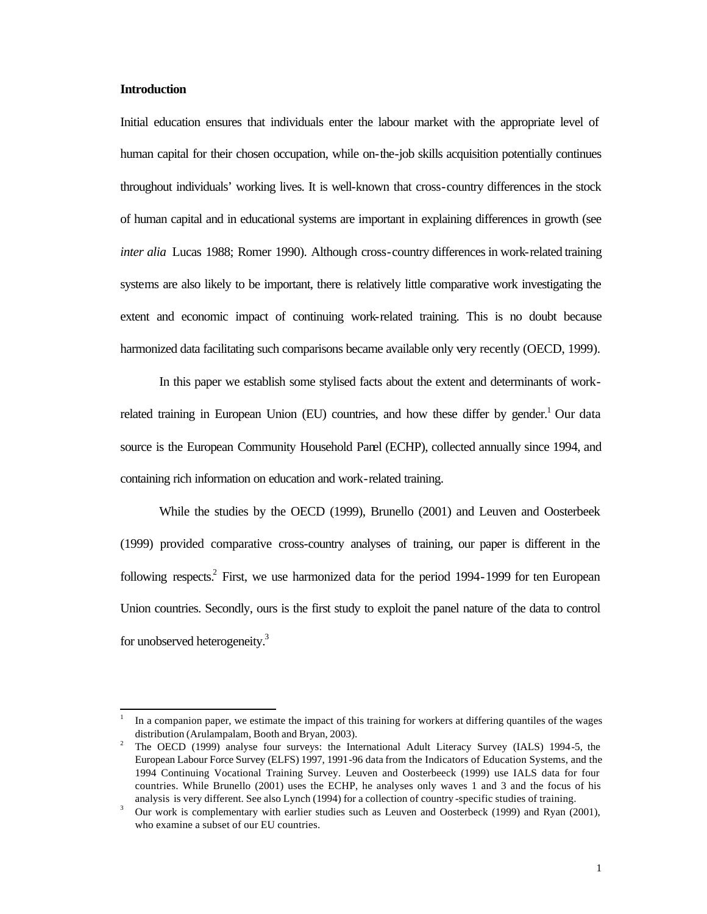**Introduction**

Initial education ensures that individuals enter the labour market with the appropriate level of human capital for their chosen occupation, while on-the-job skills acquisition potentially continues throughout individuals' working lives. It is well-known that cross-country differences in the stock of human capital and in educational systems are important in explaining differences in growth (see *inter alia* Lucas 1988; Romer 1990). Although cross-country differences in work-related training systems are also likely to be important, there is relatively little comparative work investigating the extent and economic impact of continuing work-related training. This is no doubt because harmonized data facilitating such comparisons became available only very recently (OECD, 1999).

In this paper we establish some stylised facts about the extent and determinants of work-related training in European Union (EU) countries, and how these differ by gender.[1] Our data source is the European Community Household Panel (ECHP), collected annually since 1994, and containing rich information on education and work-related training.

While the studies by the OECD (1999), Brunello (2001) and Leuven and Oosterbeek (1999) provided comparative cross-country analyses of training, our paper is different in the following respects.[2] First, we use harmonized data for the period 1994-1999 for ten European Union countries. Secondly, ours is the first study to exploit the panel nature of the data to control for unobserved heterogeneity.[3]

---

[1] In a companion paper, we estimate the impact of this training for workers at differing quantiles of the wages distribution (Arulampalam, Booth and Bryan, 2003).

[2] The OECD (1999) analyse four surveys: the International Adult Literacy Survey (IALS) 1994-5, the European Labour Force Survey (ELFS) 1997, 1991-96 data from the Indicators of Education Systems, and the 1994 Continuing Vocational Training Survey. Leuven and Oosterbeeck (1999) use IALS data for four countries. While Brunello (2001) uses the ECHP, he analyses only waves 1 and 3 and the focus of his analysis is very different. See also Lynch (1994) for a collection of country-specific studies of training.

[3] Our work is complementary with earlier studies such as Leuven and Oosterbeck (1999) and Ryan (2001), who examine a subset of our EU countries.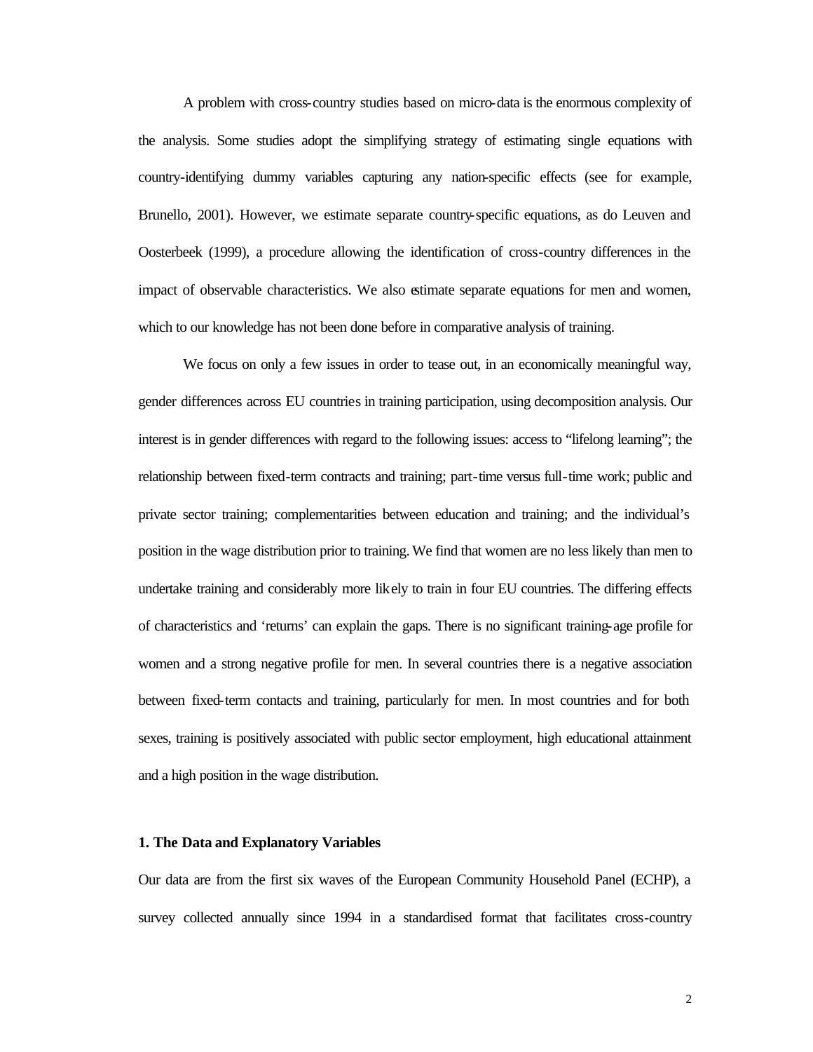A problem with cross-country studies based on micro-data is the enormous complexity of the analysis. Some studies adopt the simplifying strategy of estimating single equations with country-identifying dummy variables capturing any nation-specific effects (see for example, Brunello, 2001). However, we estimate separate country-specific equations, as do Leuven and Oosterbeek (1999), a procedure allowing the identification of cross-country differences in the impact of observable characteristics. We also estimate separate equations for men and women, which to our knowledge has not been done before in comparative analysis of training.

We focus on only a few issues in order to tease out, in an economically meaningful way, gender differences across EU countries in training participation, using decomposition analysis. Our interest is in gender differences with regard to the following issues: access to "lifelong learning"; the relationship between fixed-term contracts and training; part-time versus full-time work; public and private sector training; complementarities between education and training; and the individual's position in the wage distribution prior to training. We find that women are no less likely than men to undertake training and considerably more likely to train in four EU countries. The differing effects of characteristics and 'returns' can explain the gaps. There is no significant training-age profile for women and a strong negative profile for men. In several countries there is a negative association between fixed-term contacts and training, particularly for men. In most countries and for both sexes, training is positively associated with public sector employment, high educational attainment and a high position in the wage distribution.

## 1. The Data and Explanatory Variables

Our data are from the first six waves of the European Community Household Panel (ECHP), a survey collected annually since 1994 in a standardised format that facilitates cross-country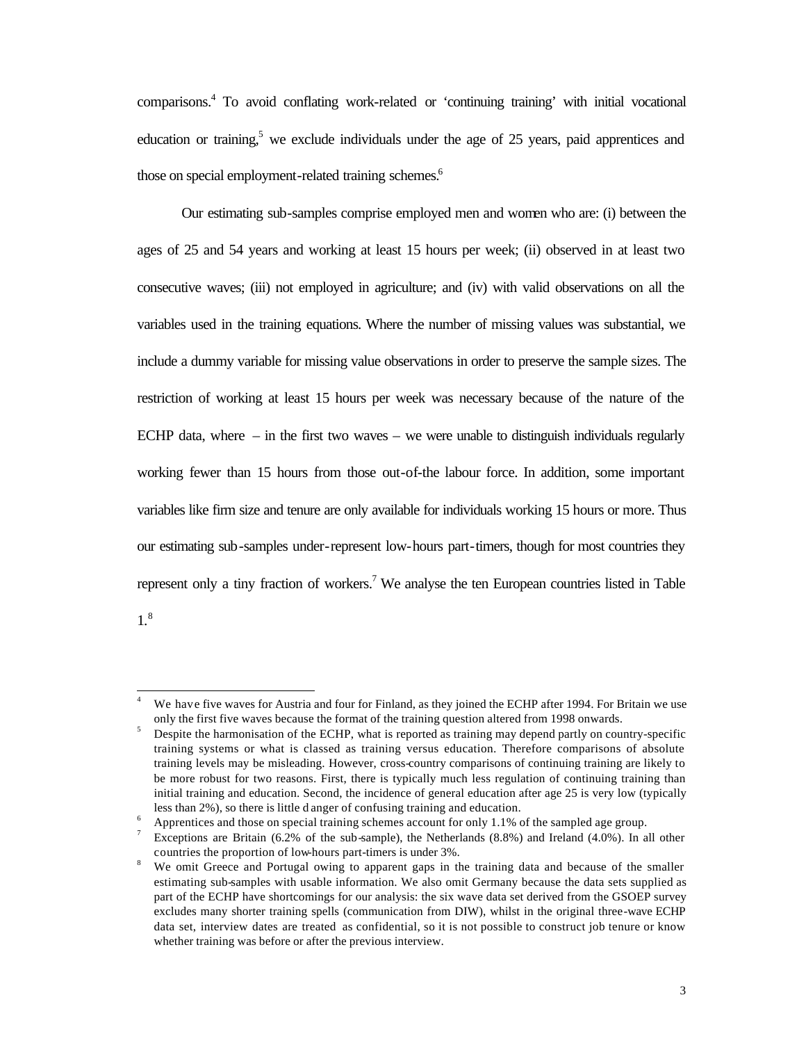comparisons.[4] To avoid conflating work-related or 'continuing training' with initial vocational education or training,[5] we exclude individuals under the age of 25 years, paid apprentices and those on special employment-related training schemes.[6]

Our estimating sub-samples comprise employed men and women who are: (i) between the ages of 25 and 54 years and working at least 15 hours per week; (ii) observed in at least two consecutive waves; (iii) not employed in agriculture; and (iv) with valid observations on all the variables used in the training equations. Where the number of missing values was substantial, we include a dummy variable for missing value observations in order to preserve the sample sizes. The restriction of working at least 15 hours per week was necessary because of the nature of the ECHP data, where – in the first two waves – we were unable to distinguish individuals regularly working fewer than 15 hours from those out-of-the labour force. In addition, some important variables like firm size and tenure are only available for individuals working 15 hours or more. Thus our estimating sub-samples under-represent low-hours part-timers, though for most countries they represent only a tiny fraction of workers.[7] We analyse the ten European countries listed in Table 1.[8]

---

[4] We have five waves for Austria and four for Finland, as they joined the ECHP after 1994. For Britain we use only the first five waves because the format of the training question altered from 1998 onwards.

[5] Despite the harmonisation of the ECHP, what is reported as training may depend partly on country-specific training systems or what is classed as training versus education. Therefore comparisons of absolute training levels may be misleading. However, cross-country comparisons of continuing training are likely to be more robust for two reasons. First, there is typically much less regulation of continuing training than initial training and education. Second, the incidence of general education after age 25 is very low (typically less than 2%), so there is little danger of confusing training and education.

[6] Apprentices and those on special training schemes account for only 1.1% of the sampled age group.

[7] Exceptions are Britain (6.2% of the sub-sample), the Netherlands (8.8%) and Ireland (4.0%). In all other countries the proportion of low-hours part-timers is under 3%.

[8] We omit Greece and Portugal owing to apparent gaps in the training data and because of the smaller estimating sub-samples with usable information. We also omit Germany because the data sets supplied as part of the ECHP have shortcomings for our analysis: the six wave data set derived from the GSOEP survey excludes many shorter training spells (communication from DIW), whilst in the original three-wave ECHP data set, interview dates are treated as confidential, so it is not possible to construct job tenure or know whether training was before or after the previous interview.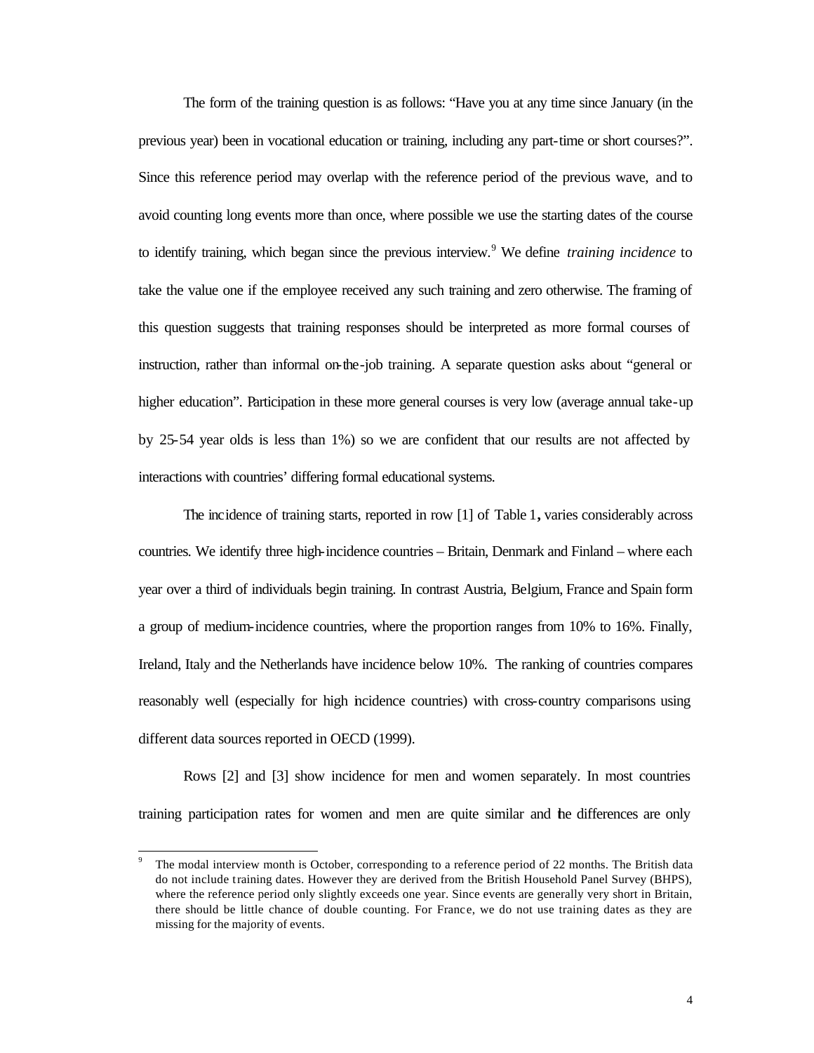The form of the training question is as follows: "Have you at any time since January (in the previous year) been in vocational education or training, including any part-time or short courses?". Since this reference period may overlap with the reference period of the previous wave, and to avoid counting long events more than once, where possible we use the starting dates of the course to identify training, which began since the previous interview.[9] We define *training incidence* to take the value one if the employee received any such training and zero otherwise. The framing of this question suggests that training responses should be interpreted as more formal courses of instruction, rather than informal on-the-job training. A separate question asks about "general or higher education". Participation in these more general courses is very low (average annual take-up by 25-54 year olds is less than 1%) so we are confident that our results are not affected by interactions with countries' differing formal educational systems.

The incidence of training starts, reported in row [1] of Table 1**,** varies considerably across countries. We identify three high-incidence countries – Britain, Denmark and Finland – where each year over a third of individuals begin training. In contrast Austria, Belgium, France and Spain form a group of medium-incidence countries, where the proportion ranges from 10% to 16%. Finally, Ireland, Italy and the Netherlands have incidence below 10%. The ranking of countries compares reasonably well (especially for high incidence countries) with cross-country comparisons using different data sources reported in OECD (1999).

Rows [2] and [3] show incidence for men and women separately. In most countries training participation rates for women and men are quite similar and the differences are only

---

[9] The modal interview month is October, corresponding to a reference period of 22 months. The British data do not include training dates. However they are derived from the British Household Panel Survey (BHPS), where the reference period only slightly exceeds one year. Since events are generally very short in Britain, there should be little chance of double counting. For France, we do not use training dates as they are missing for the majority of events.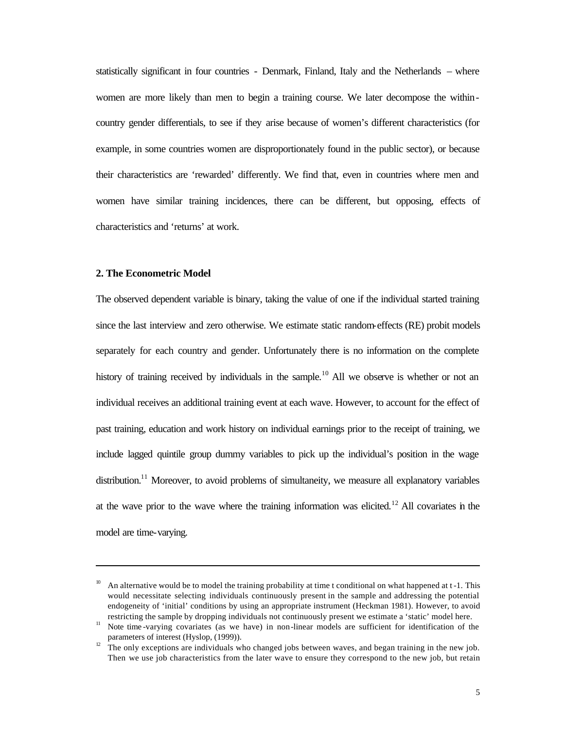statistically significant in four countries - Denmark, Finland, Italy and the Netherlands – where women are more likely than men to begin a training course. We later decompose the within-country gender differentials, to see if they arise because of women's different characteristics (for example, in some countries women are disproportionately found in the public sector), or because their characteristics are 'rewarded' differently. We find that, even in countries where men and women have similar training incidences, there can be different, but opposing, effects of characteristics and 'returns' at work.

## 2. The Econometric Model

The observed dependent variable is binary, taking the value of one if the individual started training since the last interview and zero otherwise. We estimate static random-effects (RE) probit models separately for each country and gender. Unfortunately there is no information on the complete history of training received by individuals in the sample.[10] All we observe is whether or not an individual receives an additional training event at each wave. However, to account for the effect of past training, education and work history on individual earnings prior to the receipt of training, we include lagged quintile group dummy variables to pick up the individual's position in the wage distribution.[11] Moreover, to avoid problems of simultaneity, we measure all explanatory variables at the wave prior to the wave where the training information was elicited.[12] All covariates in the model are time-varying.

---

[10] An alternative would be to model the training probability at time t conditional on what happened at t-1. This would necessitate selecting individuals continuously present in the sample and addressing the potential endogeneity of 'initial' conditions by using an appropriate instrument (Heckman 1981). However, to avoid restricting the sample by dropping individuals not continuously present we estimate a 'static' model here.

[11] Note time-varying covariates (as we have) in non-linear models are sufficient for identification of the parameters of interest (Hyslop, (1999)).

[12] The only exceptions are individuals who changed jobs between waves, and began training in the new job. Then we use job characteristics from the later wave to ensure they correspond to the new job, but retain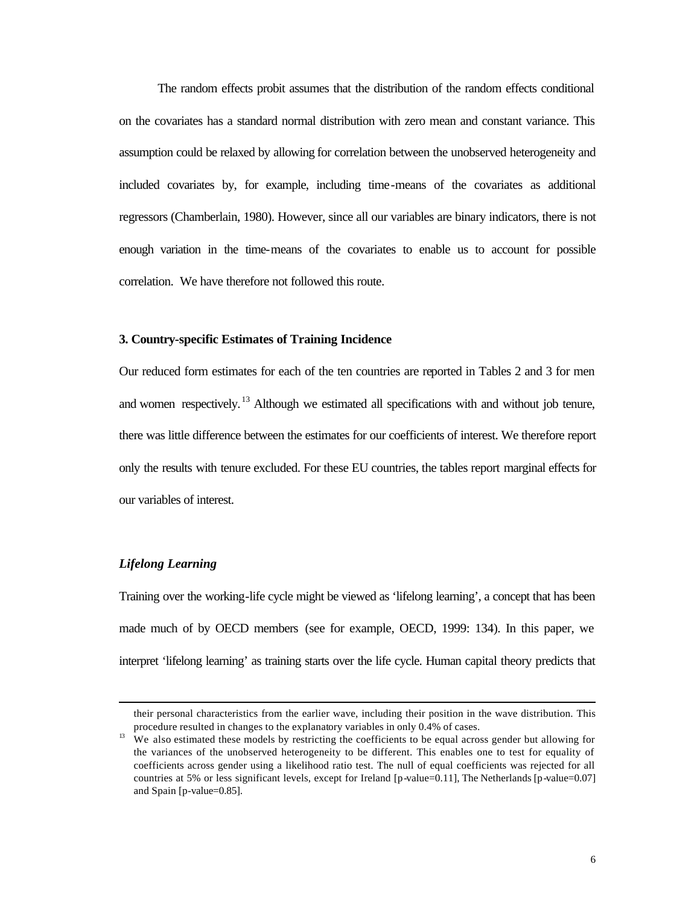The random effects probit assumes that the distribution of the random effects conditional on the covariates has a standard normal distribution with zero mean and constant variance. This assumption could be relaxed by allowing for correlation between the unobserved heterogeneity and included covariates by, for example, including time-means of the covariates as additional regressors (Chamberlain, 1980). However, since all our variables are binary indicators, there is not enough variation in the time-means of the covariates to enable us to account for possible correlation. We have therefore not followed this route.

### 3. Country-specific Estimates of Training Incidence

Our reduced form estimates for each of the ten countries are reported in Tables 2 and 3 for men and women respectively.[13] Although we estimated all specifications with and without job tenure, there was little difference between the estimates for our coefficients of interest. We therefore report only the results with tenure excluded. For these EU countries, the tables report marginal effects for our variables of interest.

#### *Lifelong Learning*

Training over the working-life cycle might be viewed as 'lifelong learning', a concept that has been made much of by OECD members (see for example, OECD, 1999: 134). In this paper, we interpret 'lifelong learning' as training starts over the life cycle. Human capital theory predicts that

---

their personal characteristics from the earlier wave, including their position in the wave distribution. This procedure resulted in changes to the explanatory variables in only 0.4% of cases.

[13] We also estimated these models by restricting the coefficients to be equal across gender but allowing for the variances of the unobserved heterogeneity to be different. This enables one to test for equality of coefficients across gender using a likelihood ratio test. The null of equal coefficients was rejected for all countries at 5% or less significant levels, except for Ireland [p-value=0.11], The Netherlands [p-value=0.07] and Spain [p-value=0.85].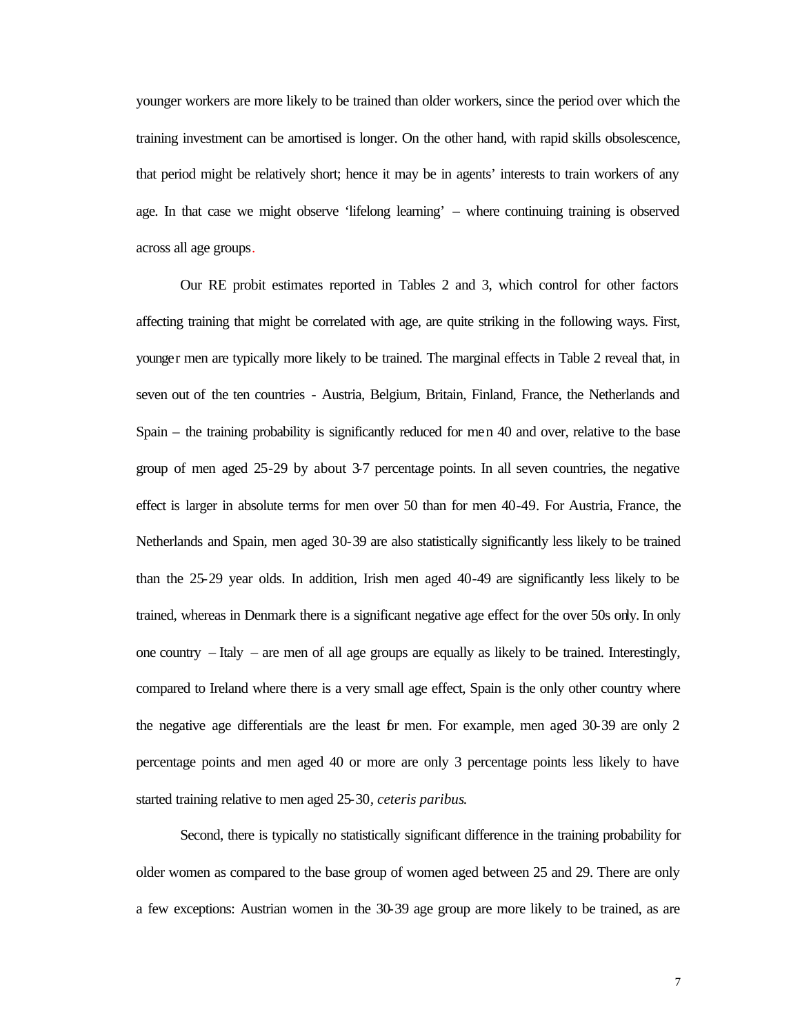younger workers are more likely to be trained than older workers, since the period over which the training investment can be amortised is longer. On the other hand, with rapid skills obsolescence, that period might be relatively short; hence it may be in agents' interests to train workers of any age. In that case we might observe 'lifelong learning' – where continuing training is observed across all age groups.

Our RE probit estimates reported in Tables 2 and 3, which control for other factors affecting training that might be correlated with age, are quite striking in the following ways. First, younger men are typically more likely to be trained. The marginal effects in Table 2 reveal that, in seven out of the ten countries - Austria, Belgium, Britain, Finland, France, the Netherlands and Spain – the training probability is significantly reduced for men 40 and over, relative to the base group of men aged 25-29 by about 3-7 percentage points. In all seven countries, the negative effect is larger in absolute terms for men over 50 than for men 40-49. For Austria, France, the Netherlands and Spain, men aged 30-39 are also statistically significantly less likely to be trained than the 25-29 year olds. In addition, Irish men aged 40-49 are significantly less likely to be trained, whereas in Denmark there is a significant negative age effect for the over 50s only. In only one country – Italy – are men of all age groups are equally as likely to be trained. Interestingly, compared to Ireland where there is a very small age effect, Spain is the only other country where the negative age differentials are the least for men. For example, men aged 30-39 are only 2 percentage points and men aged 40 or more are only 3 percentage points less likely to have started training relative to men aged 25-30, *ceteris paribus*.

Second, there is typically no statistically significant difference in the training probability for older women as compared to the base group of women aged between 25 and 29. There are only a few exceptions: Austrian women in the 30-39 age group are more likely to be trained, as are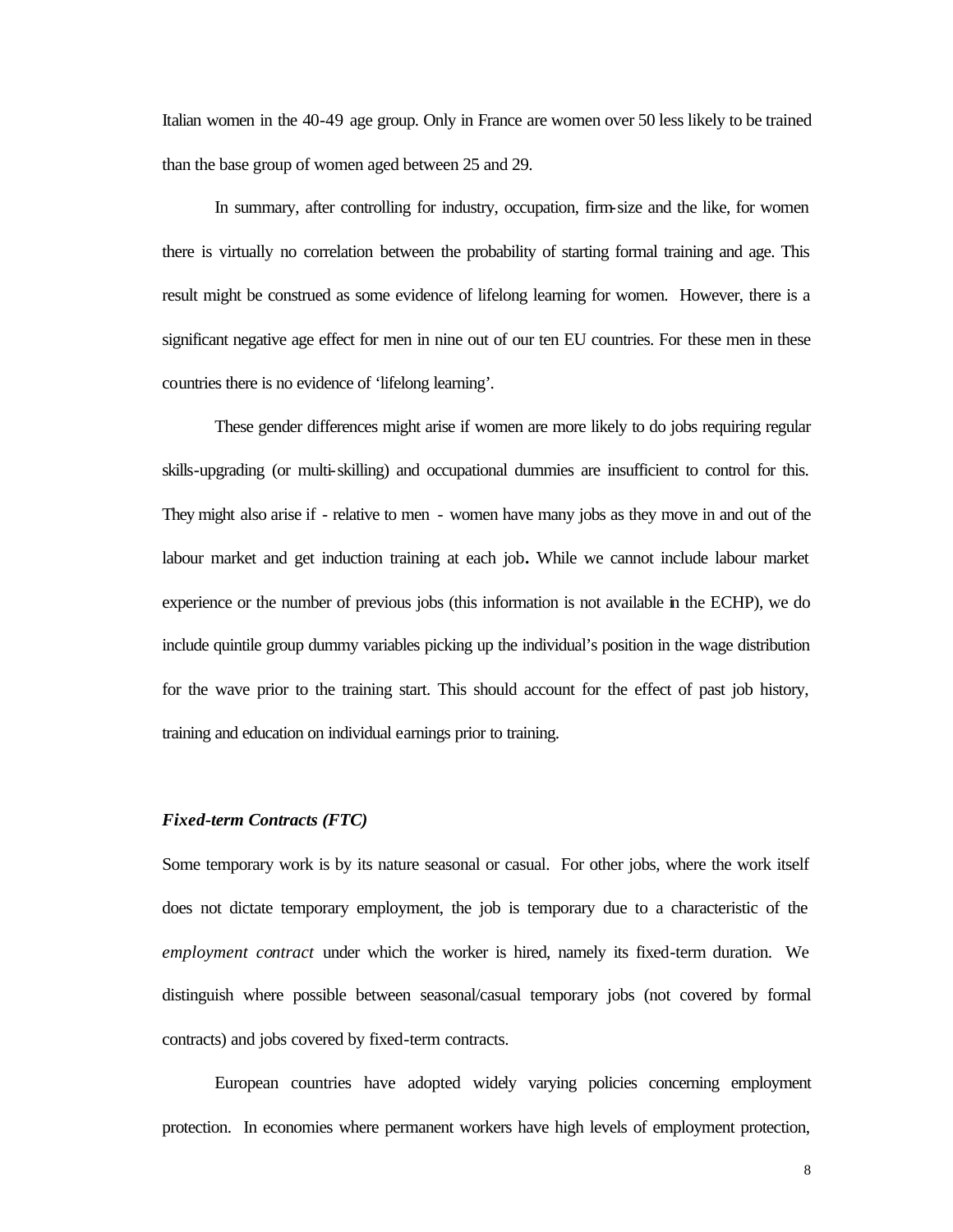Italian women in the 40-49 age group. Only in France are women over 50 less likely to be trained than the base group of women aged between 25 and 29.

In summary, after controlling for industry, occupation, firm-size and the like, for women there is virtually no correlation between the probability of starting formal training and age. This result might be construed as some evidence of lifelong learning for women. However, there is a significant negative age effect for men in nine out of our ten EU countries. For these men in these countries there is no evidence of 'lifelong learning'.

These gender differences might arise if women are more likely to do jobs requiring regular skills-upgrading (or multi-skilling) and occupational dummies are insufficient to control for this. They might also arise if - relative to men - women have many jobs as they move in and out of the labour market and get induction training at each job**.** While we cannot include labour market experience or the number of previous jobs (this information is not available in the ECHP), we do include quintile group dummy variables picking up the individual's position in the wage distribution for the wave prior to the training start. This should account for the effect of past job history, training and education on individual earnings prior to training.

### *Fixed-term Contracts (FTC)*

Some temporary work is by its nature seasonal or casual. For other jobs, where the work itself does not dictate temporary employment, the job is temporary due to a characteristic of the *employment contract* under which the worker is hired, namely its fixed-term duration. We distinguish where possible between seasonal/casual temporary jobs (not covered by formal contracts) and jobs covered by fixed-term contracts.

European countries have adopted widely varying policies concerning employment protection. In economies where permanent workers have high levels of employment protection,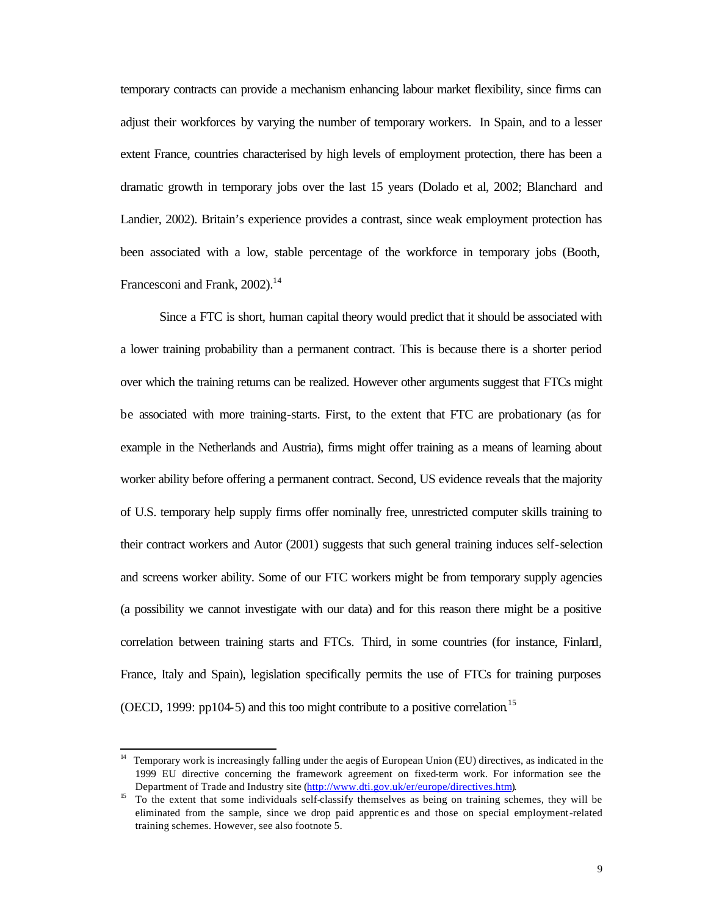temporary contracts can provide a mechanism enhancing labour market flexibility, since firms can adjust their workforces by varying the number of temporary workers. In Spain, and to a lesser extent France, countries characterised by high levels of employment protection, there has been a dramatic growth in temporary jobs over the last 15 years (Dolado et al, 2002; Blanchard and Landier, 2002). Britain's experience provides a contrast, since weak employment protection has been associated with a low, stable percentage of the workforce in temporary jobs (Booth, Francesconi and Frank, 2002).[14]

Since a FTC is short, human capital theory would predict that it should be associated with a lower training probability than a permanent contract. This is because there is a shorter period over which the training returns can be realized. However other arguments suggest that FTCs might be associated with more training-starts. First, to the extent that FTC are probationary (as for example in the Netherlands and Austria), firms might offer training as a means of learning about worker ability before offering a permanent contract. Second, US evidence reveals that the majority of U.S. temporary help supply firms offer nominally free, unrestricted computer skills training to their contract workers and Autor (2001) suggests that such general training induces self-selection and screens worker ability. Some of our FTC workers might be from temporary supply agencies (a possibility we cannot investigate with our data) and for this reason there might be a positive correlation between training starts and FTCs. Third, in some countries (for instance, Finland, France, Italy and Spain), legislation specifically permits the use of FTCs for training purposes (OECD, 1999: pp104-5) and this too might contribute to a positive correlation.[15]

---

[14] Temporary work is increasingly falling under the aegis of European Union (EU) directives, as indicated in the 1999 EU directive concerning the framework agreement on fixed-term work. For information see the Department of Trade and Industry site (http://www.dti.gov.uk/er/europe/directives.htm).

[15] To the extent that some individuals self-classify themselves as being on training schemes, they will be eliminated from the sample, since we drop paid apprentices and those on special employment-related training schemes. However, see also footnote 5.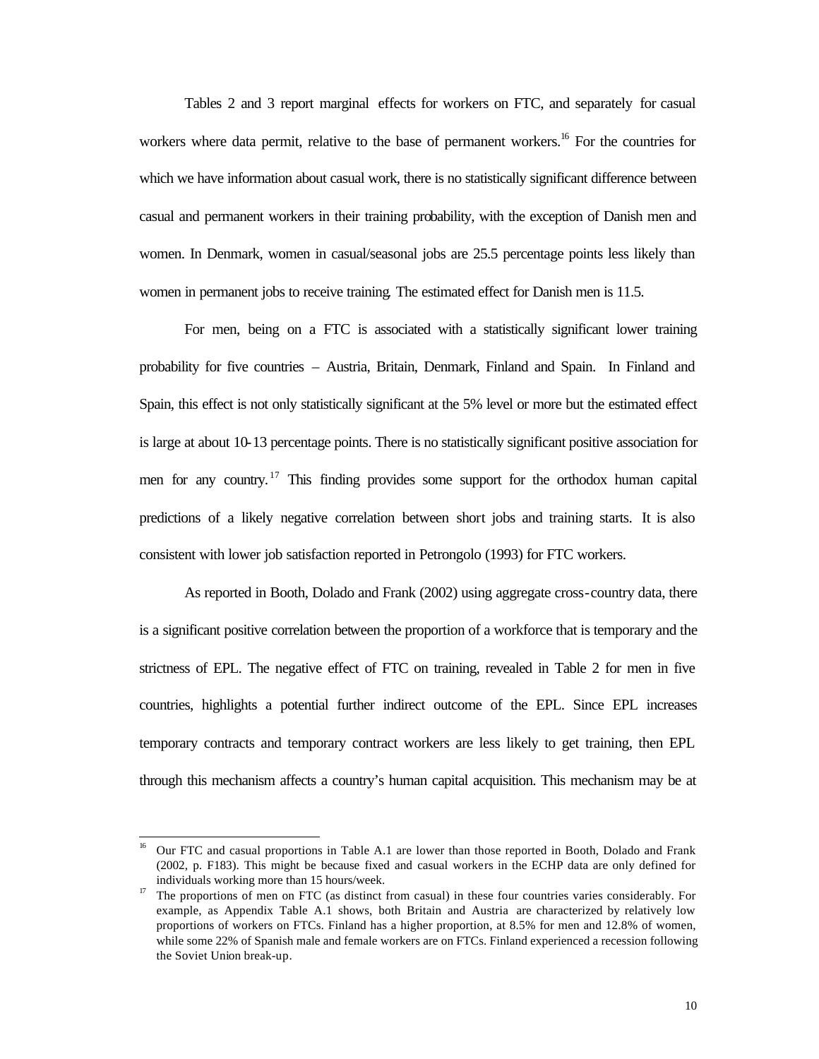Tables 2 and 3 report marginal effects for workers on FTC, and separately for casual workers where data permit, relative to the base of permanent workers.[16] For the countries for which we have information about casual work, there is no statistically significant difference between casual and permanent workers in their training probability, with the exception of Danish men and women. In Denmark, women in casual/seasonal jobs are 25.5 percentage points less likely than women in permanent jobs to receive training. The estimated effect for Danish men is 11.5.

For men, being on a FTC is associated with a statistically significant lower training probability for five countries – Austria, Britain, Denmark, Finland and Spain. In Finland and Spain, this effect is not only statistically significant at the 5% level or more but the estimated effect is large at about 10-13 percentage points. There is no statistically significant positive association for men for any country.[17] This finding provides some support for the orthodox human capital predictions of a likely negative correlation between short jobs and training starts. It is also consistent with lower job satisfaction reported in Petrongolo (1993) for FTC workers.

As reported in Booth, Dolado and Frank (2002) using aggregate cross-country data, there is a significant positive correlation between the proportion of a workforce that is temporary and the strictness of EPL. The negative effect of FTC on training, revealed in Table 2 for men in five countries, highlights a potential further indirect outcome of the EPL. Since EPL increases temporary contracts and temporary contract workers are less likely to get training, then EPL through this mechanism affects a country's human capital acquisition. This mechanism may be at

[16] Our FTC and casual proportions in Table A.1 are lower than those reported in Booth, Dolado and Frank (2002, p. F183). This might be because fixed and casual workers in the ECHP data are only defined for individuals working more than 15 hours/week.

[17] The proportions of men on FTC (as distinct from casual) in these four countries varies considerably. For example, as Appendix Table A.1 shows, both Britain and Austria are characterized by relatively low proportions of workers on FTCs. Finland has a higher proportion, at 8.5% for men and 12.8% of women, while some 22% of Spanish male and female workers are on FTCs. Finland experienced a recession following the Soviet Union break-up.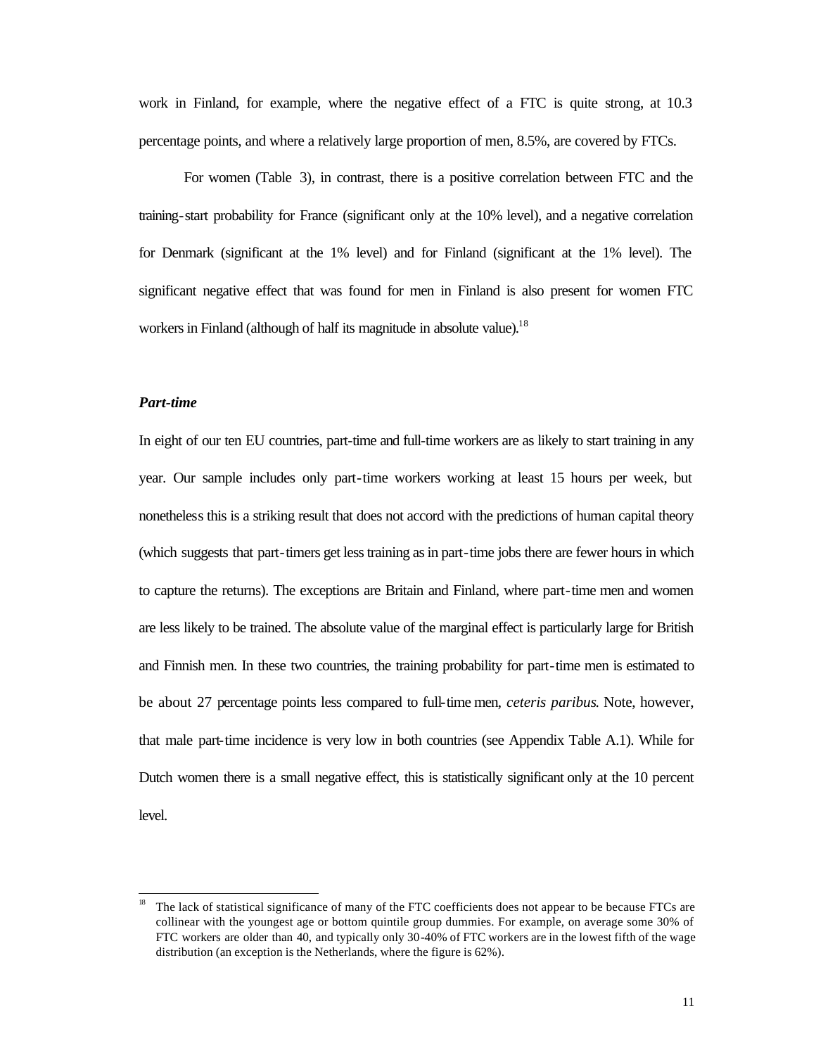work in Finland, for example, where the negative effect of a FTC is quite strong, at 10.3 percentage points, and where a relatively large proportion of men, 8.5%, are covered by FTCs.

For women (Table 3), in contrast, there is a positive correlation between FTC and the training-start probability for France (significant only at the 10% level), and a negative correlation for Denmark (significant at the 1% level) and for Finland (significant at the 1% level). The significant negative effect that was found for men in Finland is also present for women FTC workers in Finland (although of half its magnitude in absolute value).[18]

### *Part-time*

In eight of our ten EU countries, part-time and full-time workers are as likely to start training in any year. Our sample includes only part-time workers working at least 15 hours per week, but nonetheless this is a striking result that does not accord with the predictions of human capital theory (which suggests that part-timers get less training as in part-time jobs there are fewer hours in which to capture the returns). The exceptions are Britain and Finland, where part-time men and women are less likely to be trained. The absolute value of the marginal effect is particularly large for British and Finnish men. In these two countries, the training probability for part-time men is estimated to be about 27 percentage points less compared to full-time men, *ceteris paribus*. Note, however, that male part-time incidence is very low in both countries (see Appendix Table A.1). While for Dutch women there is a small negative effect, this is statistically significant only at the 10 percent level.

---

[18] The lack of statistical significance of many of the FTC coefficients does not appear to be because FTCs are collinear with the youngest age or bottom quintile group dummies. For example, on average some 30% of FTC workers are older than 40, and typically only 30-40% of FTC workers are in the lowest fifth of the wage distribution (an exception is the Netherlands, where the figure is 62%).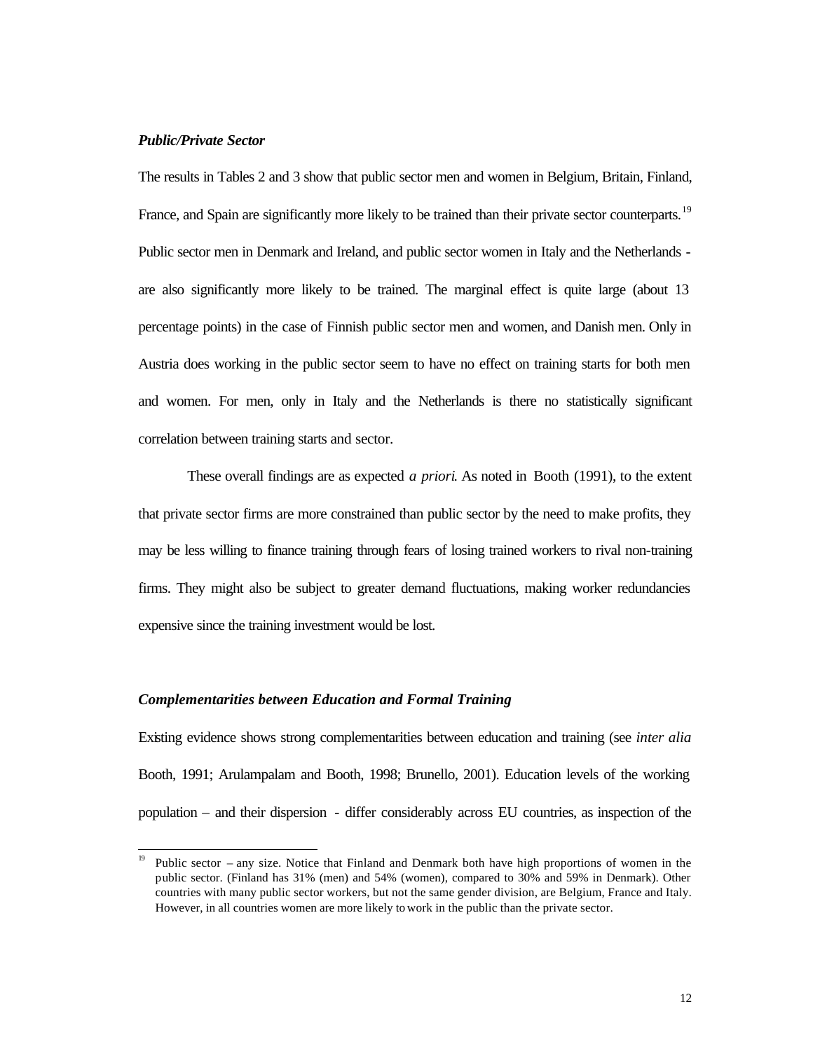### *Public/Private Sector*

The results in Tables 2 and 3 show that public sector men and women in Belgium, Britain, Finland, France, and Spain are significantly more likely to be trained than their private sector counterparts.[19] Public sector men in Denmark and Ireland, and public sector women in Italy and the Netherlands - are also significantly more likely to be trained. The marginal effect is quite large (about 13 percentage points) in the case of Finnish public sector men and women, and Danish men. Only in Austria does working in the public sector seem to have no effect on training starts for both men and women. For men, only in Italy and the Netherlands is there no statistically significant correlation between training starts and sector.

These overall findings are as expected *a priori*. As noted in Booth (1991), to the extent that private sector firms are more constrained than public sector by the need to make profits, they may be less willing to finance training through fears of losing trained workers to rival non-training firms. They might also be subject to greater demand fluctuations, making worker redundancies expensive since the training investment would be lost.

### *Complementarities between Education and Formal Training*

Existing evidence shows strong complementarities between education and training (see *inter alia* Booth, 1991; Arulampalam and Booth, 1998; Brunello, 2001). Education levels of the working population – and their dispersion - differ considerably across EU countries, as inspection of the

---

[19] Public sector – any size. Notice that Finland and Denmark both have high proportions of women in the public sector. (Finland has 31% (men) and 54% (women), compared to 30% and 59% in Denmark). Other countries with many public sector workers, but not the same gender division, are Belgium, France and Italy. However, in all countries women are more likely to work in the public than the private sector.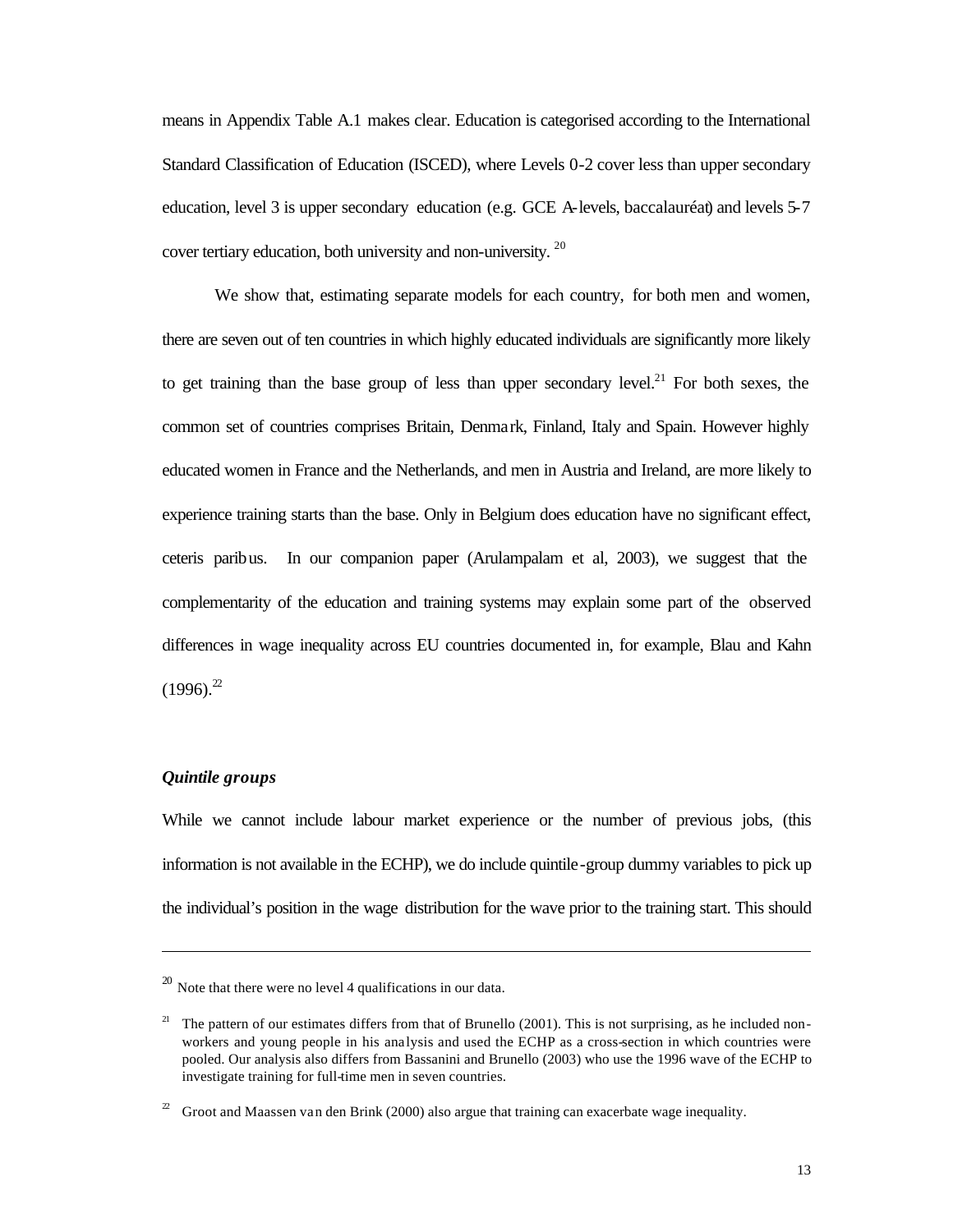means in Appendix Table A.1 makes clear. Education is categorised according to the International Standard Classification of Education (ISCED), where Levels 0-2 cover less than upper secondary education, level 3 is upper secondary education (e.g. GCE A-levels, baccalauréat) and levels 5-7 cover tertiary education, both university and non-university. [20]

We show that, estimating separate models for each country, for both men and women, there are seven out of ten countries in which highly educated individuals are significantly more likely to get training than the base group of less than upper secondary level.[21] For both sexes, the common set of countries comprises Britain, Denmark, Finland, Italy and Spain. However highly educated women in France and the Netherlands, and men in Austria and Ireland, are more likely to experience training starts than the base. Only in Belgium does education have no significant effect, ceteris paribus. In our companion paper (Arulampalam et al, 2003), we suggest that the complementarity of the education and training systems may explain some part of the observed differences in wage inequality across EU countries documented in, for example, Blau and Kahn (1996).[22]

### *Quintile groups*

While we cannot include labour market experience or the number of previous jobs, (this information is not available in the ECHP), we do include quintile-group dummy variables to pick up the individual's position in the wage distribution for the wave prior to the training start. This should

---

[20] Note that there were no level 4 qualifications in our data.

[21] The pattern of our estimates differs from that of Brunello (2001). This is not surprising, as he included non-workers and young people in his analysis and used the ECHP as a cross-section in which countries were pooled. Our analysis also differs from Bassanini and Brunello (2003) who use the 1996 wave of the ECHP to investigate training for full-time men in seven countries.

[22] Groot and Maassen van den Brink (2000) also argue that training can exacerbate wage inequality.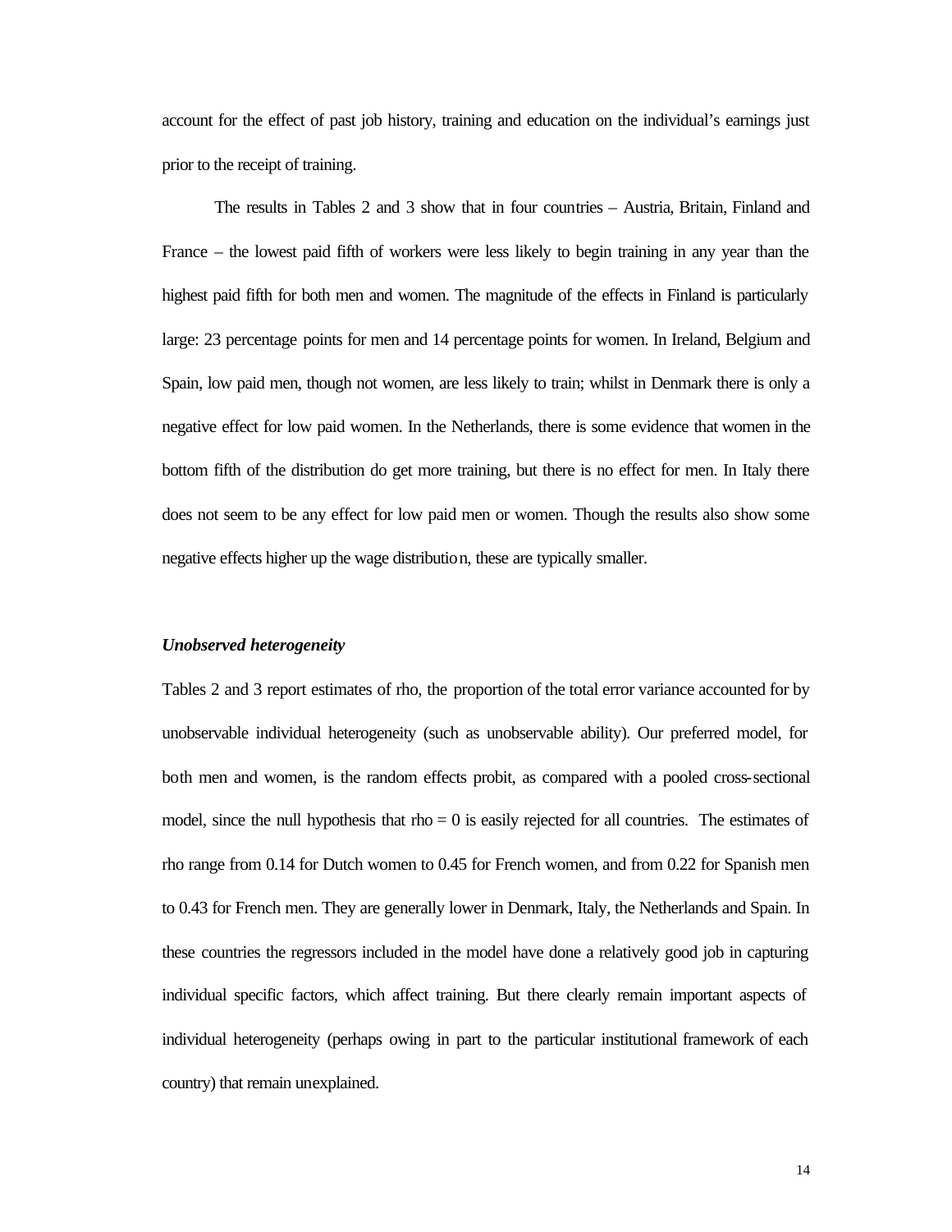account for the effect of past job history, training and education on the individual's earnings just prior to the receipt of training.

The results in Tables 2 and 3 show that in four countries – Austria, Britain, Finland and France – the lowest paid fifth of workers were less likely to begin training in any year than the highest paid fifth for both men and women. The magnitude of the effects in Finland is particularly large: 23 percentage points for men and 14 percentage points for women. In Ireland, Belgium and Spain, low paid men, though not women, are less likely to train; whilst in Denmark there is only a negative effect for low paid women. In the Netherlands, there is some evidence that women in the bottom fifth of the distribution do get more training, but there is no effect for men. In Italy there does not seem to be any effect for low paid men or women. Though the results also show some negative effects higher up the wage distribution, these are typically smaller.

***Unobserved heterogeneity***

Tables 2 and 3 report estimates of rho, the proportion of the total error variance accounted for by unobservable individual heterogeneity (such as unobservable ability). Our preferred model, for both men and women, is the random effects probit, as compared with a pooled cross-sectional model, since the null hypothesis that rho = 0 is easily rejected for all countries. The estimates of rho range from 0.14 for Dutch women to 0.45 for French women, and from 0.22 for Spanish men to 0.43 for French men. They are generally lower in Denmark, Italy, the Netherlands and Spain. In these countries the regressors included in the model have done a relatively good job in capturing individual specific factors, which affect training. But there clearly remain important aspects of individual heterogeneity (perhaps owing in part to the particular institutional framework of each country) that remain unexplained.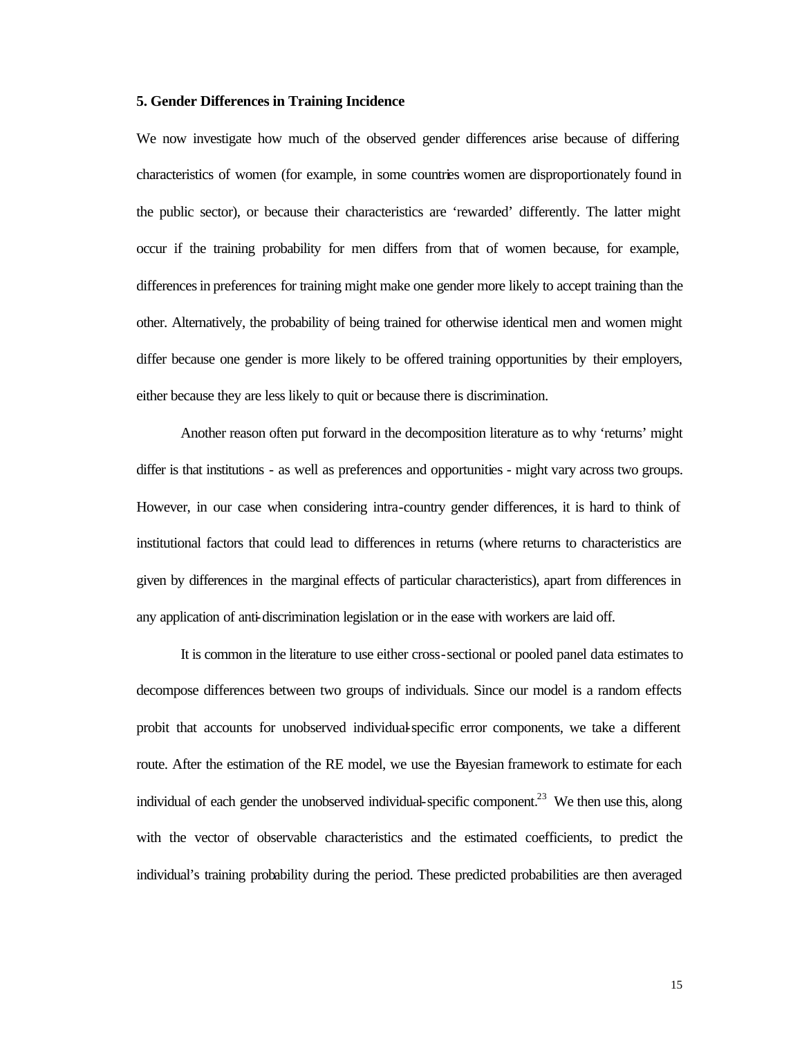### 5. Gender Differences in Training Incidence

We now investigate how much of the observed gender differences arise because of differing characteristics of women (for example, in some countries women are disproportionately found in the public sector), or because their characteristics are 'rewarded' differently. The latter might occur if the training probability for men differs from that of women because, for example, differences in preferences for training might make one gender more likely to accept training than the other. Alternatively, the probability of being trained for otherwise identical men and women might differ because one gender is more likely to be offered training opportunities by their employers, either because they are less likely to quit or because there is discrimination.

Another reason often put forward in the decomposition literature as to why 'returns' might differ is that institutions - as well as preferences and opportunities - might vary across two groups. However, in our case when considering intra-country gender differences, it is hard to think of institutional factors that could lead to differences in returns (where returns to characteristics are given by differences in the marginal effects of particular characteristics), apart from differences in any application of anti-discrimination legislation or in the ease with workers are laid off.

It is common in the literature to use either cross-sectional or pooled panel data estimates to decompose differences between two groups of individuals. Since our model is a random effects probit that accounts for unobserved individual-specific error components, we take a different route. After the estimation of the RE model, we use the Bayesian framework to estimate for each individual of each gender the unobserved individual-specific component.[23] We then use this, along with the vector of observable characteristics and the estimated coefficients, to predict the individual's training probability during the period. These predicted probabilities are then averaged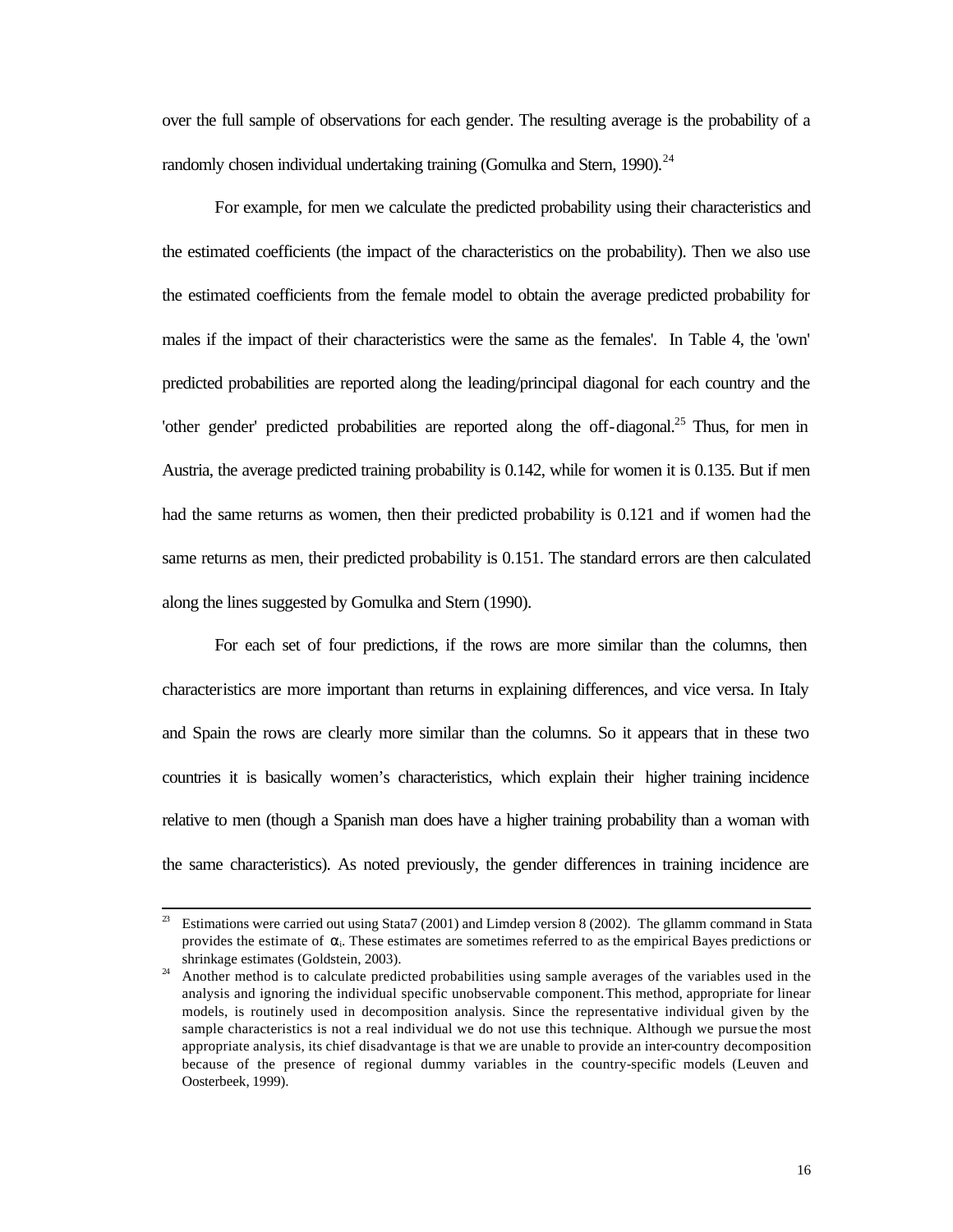over the full sample of observations for each gender. The resulting average is the probability of a randomly chosen individual undertaking training (Gomulka and Stern, 1990).[24]

For example, for men we calculate the predicted probability using their characteristics and the estimated coefficients (the impact of the characteristics on the probability). Then we also use the estimated coefficients from the female model to obtain the average predicted probability for males if the impact of their characteristics were the same as the females'. In Table 4, the 'own' predicted probabilities are reported along the leading/principal diagonal for each country and the 'other gender' predicted probabilities are reported along the off-diagonal.[25] Thus, for men in Austria, the average predicted training probability is 0.142, while for women it is 0.135. But if men had the same returns as women, then their predicted probability is 0.121 and if women had the same returns as men, their predicted probability is 0.151. The standard errors are then calculated along the lines suggested by Gomulka and Stern (1990).

For each set of four predictions, if the rows are more similar than the columns, then characteristics are more important than returns in explaining differences, and vice versa. In Italy and Spain the rows are clearly more similar than the columns. So it appears that in these two countries it is basically women's characteristics, which explain their higher training incidence relative to men (though a Spanish man does have a higher training probability than a woman with the same characteristics). As noted previously, the gender differences in training incidence are

---

[23] Estimations were carried out using Stata7 (2001) and Limdep version 8 (2002). The gllamm command in Stata provides the estimate of $\alpha_i$. These estimates are sometimes referred to as the empirical Bayes predictions or shrinkage estimates (Goldstein, 2003).

[24] Another method is to calculate predicted probabilities using sample averages of the variables used in the analysis and ignoring the individual specific unobservable component. This method, appropriate for linear models, is routinely used in decomposition analysis. Since the representative individual given by the sample characteristics is not a real individual we do not use this technique. Although we pursue the most appropriate analysis, its chief disadvantage is that we are unable to provide an inter-country decomposition because of the presence of regional dummy variables in the country-specific models (Leuven and Oosterbeek, 1999).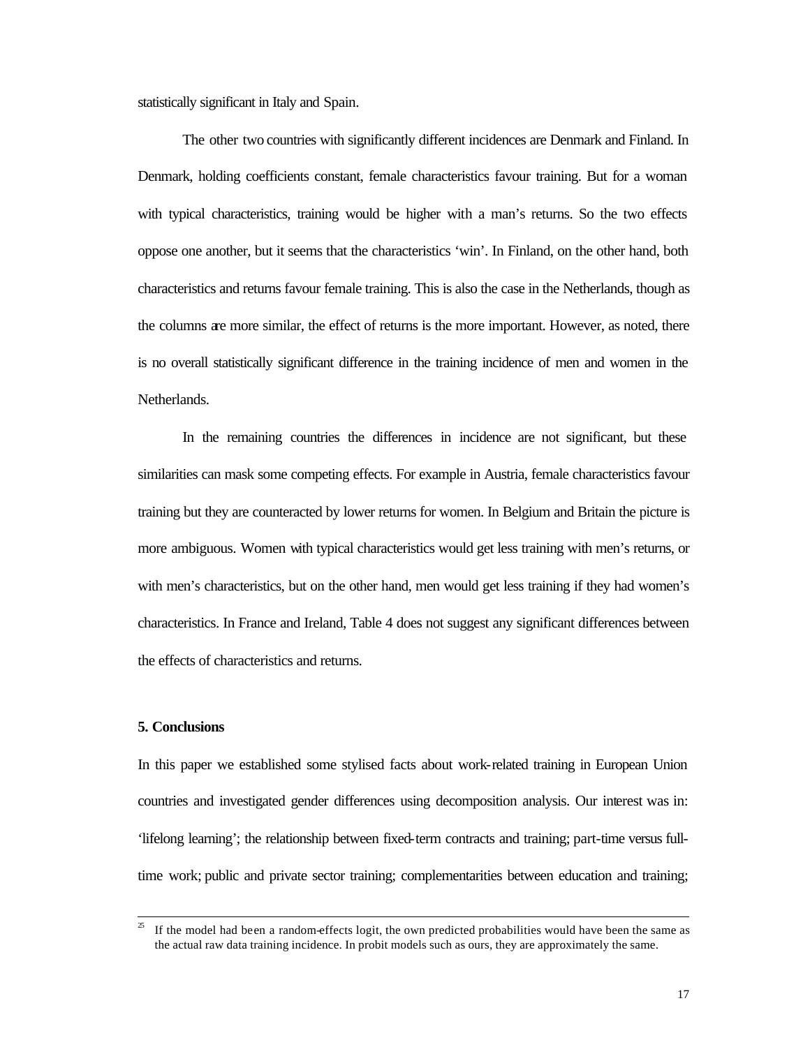statistically significant in Italy and Spain.

The other two countries with significantly different incidences are Denmark and Finland. In Denmark, holding coefficients constant, female characteristics favour training. But for a woman with typical characteristics, training would be higher with a man's returns. So the two effects oppose one another, but it seems that the characteristics 'win'. In Finland, on the other hand, both characteristics and returns favour female training. This is also the case in the Netherlands, though as the columns are more similar, the effect of returns is the more important. However, as noted, there is no overall statistically significant difference in the training incidence of men and women in the Netherlands.

In the remaining countries the differences in incidence are not significant, but these similarities can mask some competing effects. For example in Austria, female characteristics favour training but they are counteracted by lower returns for women. In Belgium and Britain the picture is more ambiguous. Women with typical characteristics would get less training with men's returns, or with men's characteristics, but on the other hand, men would get less training if they had women's characteristics. In France and Ireland, Table 4 does not suggest any significant differences between the effects of characteristics and returns.

## 5. Conclusions

In this paper we established some stylised facts about work-related training in European Union countries and investigated gender differences using decomposition analysis. Our interest was in: 'lifelong learning'; the relationship between fixed-term contracts and training; part-time versus full-time work; public and private sector training; complementarities between education and training;

---

[25] If the model had been a random-effects logit, the own predicted probabilities would have been the same as the actual raw data training incidence. In probit models such as ours, they are approximately the same.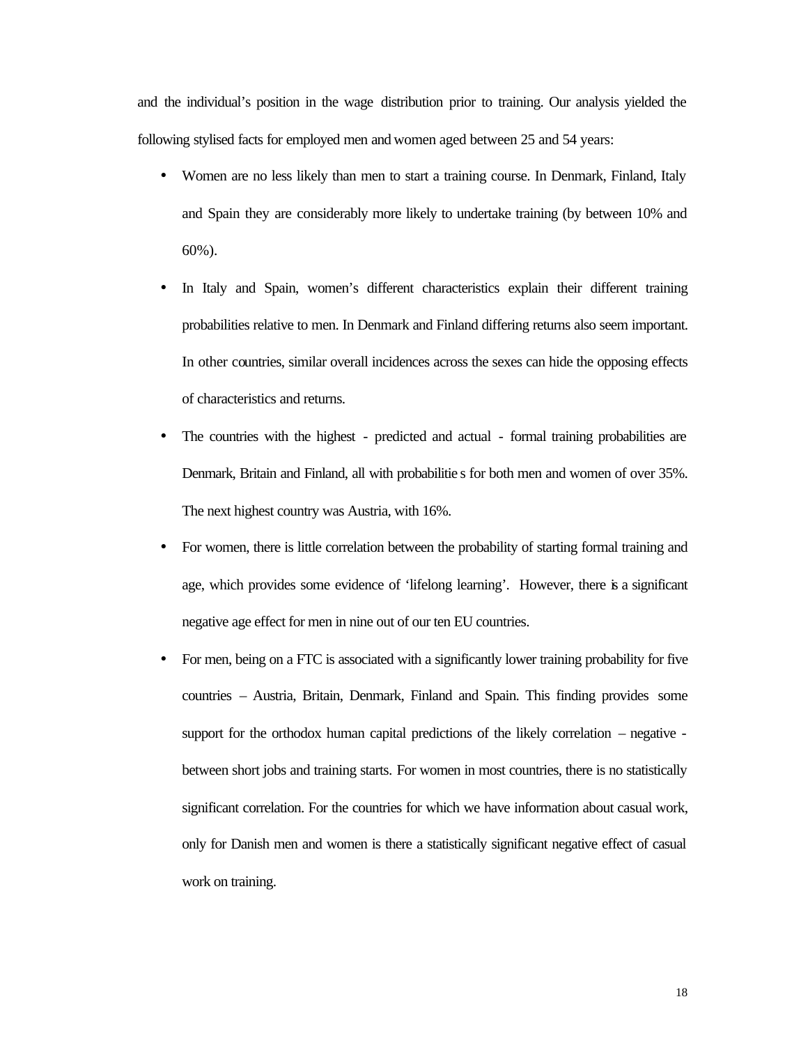and the individual's position in the wage distribution prior to training. Our analysis yielded the following stylised facts for employed men and women aged between 25 and 54 years:

- Women are no less likely than men to start a training course. In Denmark, Finland, Italy and Spain they are considerably more likely to undertake training (by between 10% and 60%).
- In Italy and Spain, women's different characteristics explain their different training probabilities relative to men. In Denmark and Finland differing returns also seem important. In other countries, similar overall incidences across the sexes can hide the opposing effects of characteristics and returns.
- The countries with the highest - predicted and actual - formal training probabilities are Denmark, Britain and Finland, all with probabilities for both men and women of over 35%. The next highest country was Austria, with 16%.
- For women, there is little correlation between the probability of starting formal training and age, which provides some evidence of 'lifelong learning'. However, there is a significant negative age effect for men in nine out of our ten EU countries.
- For men, being on a FTC is associated with a significantly lower training probability for five countries – Austria, Britain, Denmark, Finland and Spain. This finding provides some support for the orthodox human capital predictions of the likely correlation – negative - between short jobs and training starts. For women in most countries, there is no statistically significant correlation. For the countries for which we have information about casual work, only for Danish men and women is there a statistically significant negative effect of casual work on training.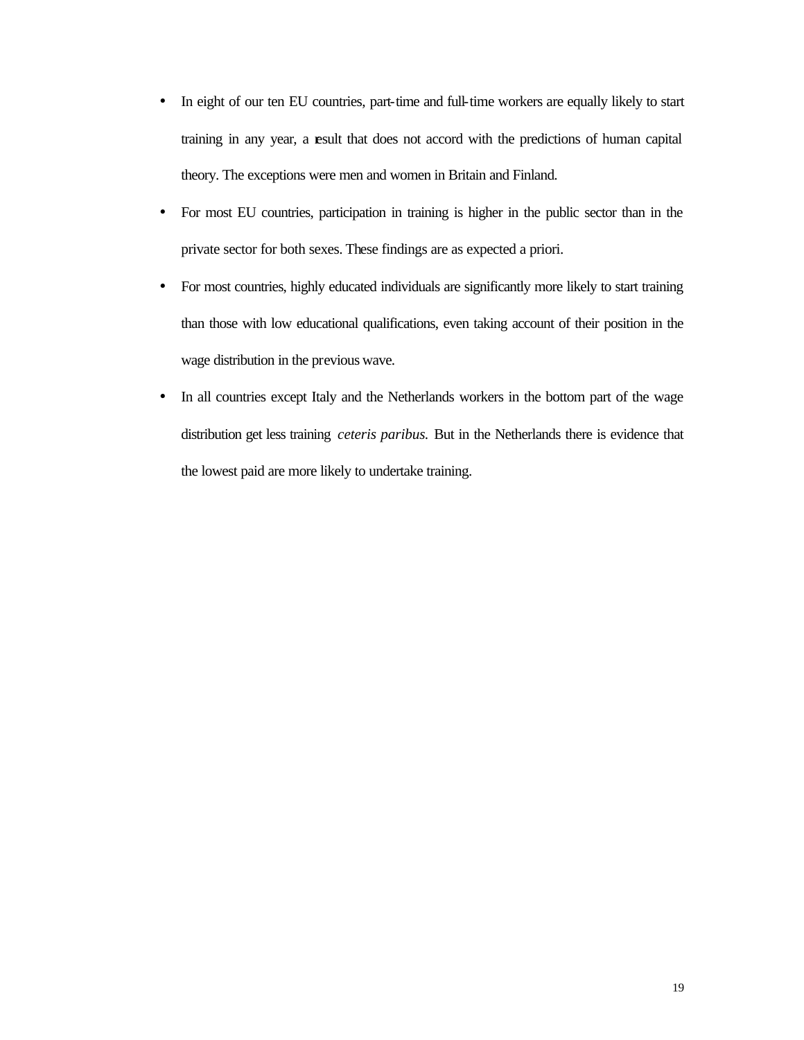- In eight of our ten EU countries, part-time and full-time workers are equally likely to start training in any year, a result that does not accord with the predictions of human capital theory. The exceptions were men and women in Britain and Finland.
- For most EU countries, participation in training is higher in the public sector than in the private sector for both sexes. These findings are as expected a priori.
- For most countries, highly educated individuals are significantly more likely to start training than those with low educational qualifications, even taking account of their position in the wage distribution in the previous wave.
- In all countries except Italy and the Netherlands workers in the bottom part of the wage distribution get less training *ceteris paribus.* But in the Netherlands there is evidence that the lowest paid are more likely to undertake training.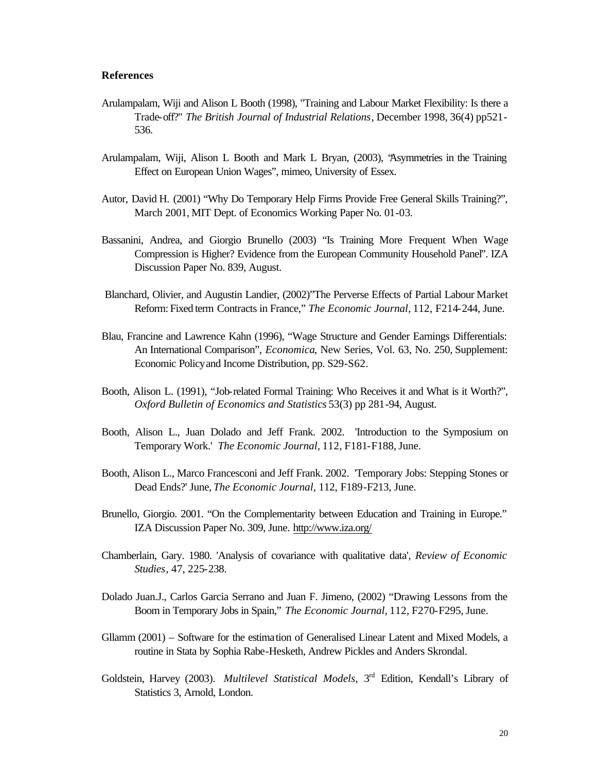## References

Arulampalam, Wiji and Alison L Booth (1998), "Training and Labour Market Flexibility: Is there a Trade-off?" *The British Journal of Industrial Relations*, December 1998, 36(4) pp521-536.

Arulampalam, Wiji, Alison L Booth and Mark L Bryan, (2003), "Asymmetries in the Training Effect on European Union Wages", mimeo, University of Essex.

Autor, David H. (2001) "Why Do Temporary Help Firms Provide Free General Skills Training?", March 2001, MIT Dept. of Economics Working Paper No. 01-03.

Bassanini, Andrea, and Giorgio Brunello (2003) "Is Training More Frequent When Wage Compression is Higher? Evidence from the European Community Household Panel". IZA Discussion Paper No. 839, August.

Blanchard, Olivier, and Augustin Landier, (2002)"The Perverse Effects of Partial Labour Market Reform: Fixed term Contracts in France," *The Economic Journal*, 112, F214-244, June.

Blau, Francine and Lawrence Kahn (1996), "Wage Structure and Gender Earnings Differentials: An International Comparison", *Economica*, New Series, Vol. 63, No. 250, Supplement: Economic Policy and Income Distribution, pp. S29-S62.

Booth, Alison L. (1991), "Job-related Formal Training: Who Receives it and What is it Worth?", *Oxford Bulletin of Economics and Statistics* 53(3) pp 281-94, August.

Booth, Alison L., Juan Dolado and Jeff Frank. 2002. 'Introduction to the Symposium on Temporary Work.' *The Economic Journal*, 112, F181-F188, June.

Booth, Alison L., Marco Francesconi and Jeff Frank. 2002. 'Temporary Jobs: Stepping Stones or Dead Ends?' June, *The Economic Journal*, 112, F189-F213, June.

Brunello, Giorgio. 2001. "On the Complementarity between Education and Training in Europe." IZA Discussion Paper No. 309, June. http://www.iza.org/

Chamberlain, Gary. 1980. 'Analysis of covariance with qualitative data', *Review of Economic Studies*, 47, 225-238.

Dolado Juan.J., Carlos Garcia Serrano and Juan F. Jimeno, (2002) "Drawing Lessons from the Boom in Temporary Jobs in Spain," *The Economic Journal*, 112, F270-F295, June.

Gllamm (2001) – Software for the estimation of Generalised Linear Latent and Mixed Models, a routine in Stata by Sophia Rabe-Hesketh, Andrew Pickles and Anders Skrondal.

Goldstein, Harvey (2003). *Multilevel Statistical Models*, 3rd Edition, Kendall's Library of Statistics 3, Arnold, London.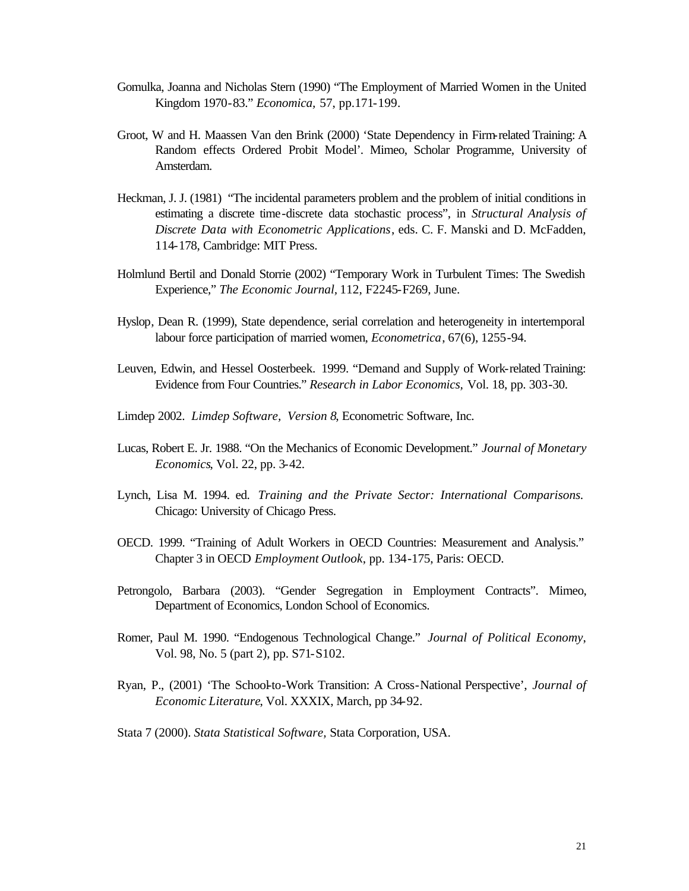Gomulka, Joanna and Nicholas Stern (1990) "The Employment of Married Women in the United Kingdom 1970-83." *Economica,* 57, pp.171-199.

Groot, W and H. Maassen Van den Brink (2000) 'State Dependency in Firm-related Training: A Random effects Ordered Probit Model'. Mimeo, Scholar Programme, University of Amsterdam.

Heckman, J. J. (1981) "The incidental parameters problem and the problem of initial conditions in estimating a discrete time-discrete data stochastic process", in *Structural Analysis of Discrete Data with Econometric Applications*, eds. C. F. Manski and D. McFadden, 114-178, Cambridge: MIT Press.

Holmlund Bertil and Donald Storrie (2002) "Temporary Work in Turbulent Times: The Swedish Experience," *The Economic Journal*, 112, F2245-F269, June.

Hyslop, Dean R. (1999), State dependence, serial correlation and heterogeneity in intertemporal labour force participation of married women, *Econometrica*, 67(6), 1255-94.

Leuven, Edwin, and Hessel Oosterbeek. 1999. "Demand and Supply of Work-related Training: Evidence from Four Countries." *Research in Labor Economics,* Vol. 18, pp. 303-30.

Limdep 2002. *Limdep Software, Version 8*, Econometric Software, Inc.

Lucas, Robert E. Jr. 1988. "On the Mechanics of Economic Development." *Journal of Monetary Economics*, Vol. 22, pp. 3-42.

Lynch, Lisa M. 1994. ed. *Training and the Private Sector: International Comparisons.* Chicago: University of Chicago Press.

OECD. 1999. "Training of Adult Workers in OECD Countries: Measurement and Analysis." Chapter 3 in OECD *Employment Outlook*, pp. 134-175, Paris: OECD.

Petrongolo, Barbara (2003). "Gender Segregation in Employment Contracts". Mimeo, Department of Economics, London School of Economics.

Romer, Paul M. 1990. "Endogenous Technological Change." *Journal of Political Economy*, Vol. 98, No. 5 (part 2), pp. S71-S102.

Ryan, P., (2001) 'The School-to-Work Transition: A Cross-National Perspective', *Journal of Economic Literature*, Vol. XXXIX, March, pp 34-92.

Stata 7 (2000). *Stata Statistical Software,* Stata Corporation, USA.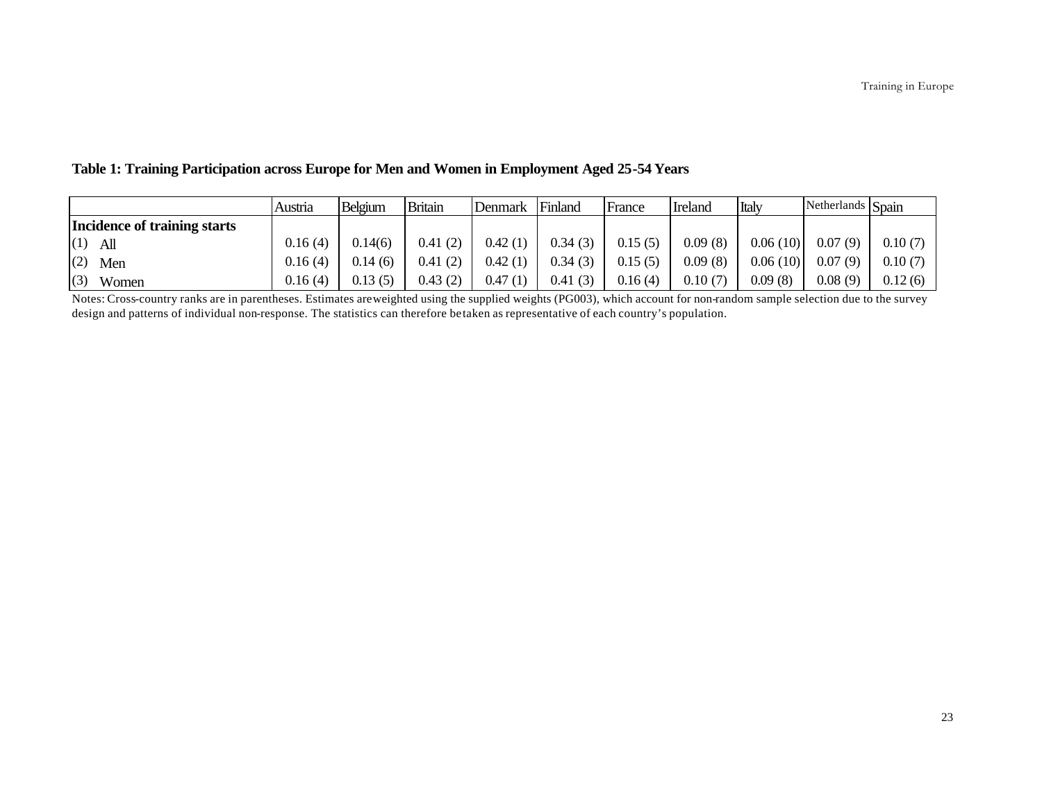**Table 1: Training Participation across Europe for Men and Women in Employment Aged 25-54 Years**

| | Austria | Belgium | Britain | Denmark | Finland | France | Ireland | Italy | Netherlands | Spain |
|---|---|---|---|---|---|---|---|---|---|---|
| **Incidence of training starts** | | | | | | | | | | |
| (1) All | 0.16 (4) | 0.14(6) | 0.41 (2) | 0.42 (1) | 0.34 (3) | 0.15 (5) | 0.09 (8) | 0.06 (10) | 0.07 (9) | 0.10 (7) |
| (2) Men | 0.16 (4) | 0.14 (6) | 0.41 (2) | 0.42 (1) | 0.34 (3) | 0.15 (5) | 0.09 (8) | 0.06 (10) | 0.07 (9) | 0.10 (7) |
| (3) Women | 0.16 (4) | 0.13 (5) | 0.43 (2) | 0.47 (1) | 0.41 (3) | 0.16 (4) | 0.10 (7) | 0.09 (8) | 0.08 (9) | 0.12 (6) |

Notes: Cross-country ranks are in parentheses. Estimates areweighted using the supplied weights (PG003), which account for non-random sample selection due to the survey design and patterns of individual non-response. The statistics can therefore betaken as representative of each country's population.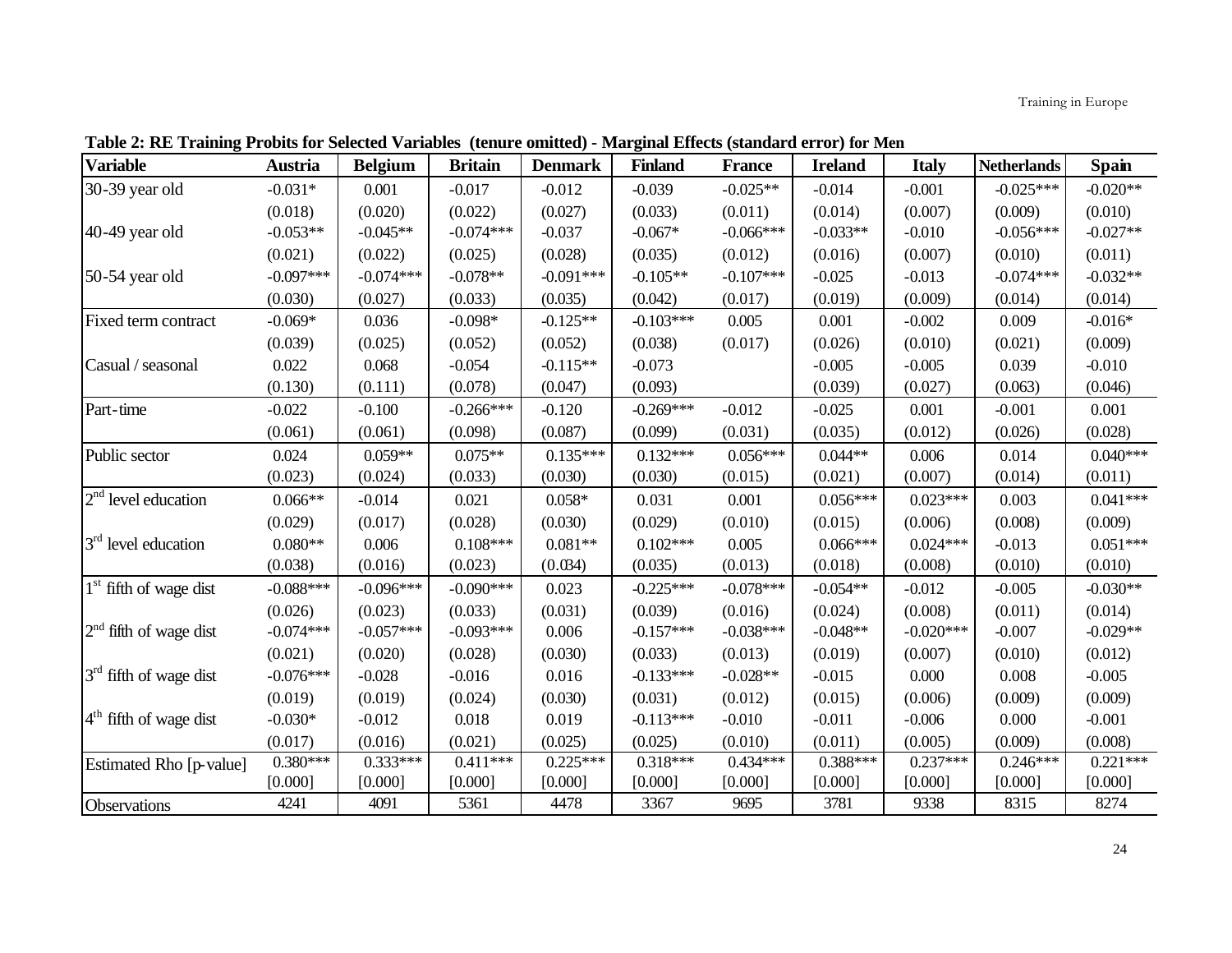**Table 2: RE Training Probits for Selected Variables (tenure omitted) - Marginal Effects (standard error) for Men**

| Variable | Austria | Belgium | Britain | Denmark | Finland | France | Ireland | Italy | Netherlands | Spain |
|---|---|---|---|---|---|---|---|---|---|---|
| 30-39 year old | -0.031* | 0.001 | -0.017 | -0.012 | -0.039 | -0.025** | -0.014 | -0.001 | -0.025*** | -0.020** |
| | (0.018) | (0.020) | (0.022) | (0.027) | (0.033) | (0.011) | (0.014) | (0.007) | (0.009) | (0.010) |
| 40-49 year old | -0.053** | -0.045** | -0.074*** | -0.037 | -0.067* | -0.066*** | -0.033** | -0.010 | -0.056*** | -0.027** |
| | (0.021) | (0.022) | (0.025) | (0.028) | (0.035) | (0.012) | (0.016) | (0.007) | (0.010) | (0.011) |
| 50-54 year old | -0.097*** | -0.074*** | -0.078** | -0.091*** | -0.105** | -0.107*** | -0.025 | -0.013 | -0.074*** | -0.032** |
| | (0.030) | (0.027) | (0.033) | (0.035) | (0.042) | (0.017) | (0.019) | (0.009) | (0.014) | (0.014) |
| Fixed term contract | -0.069* | 0.036 | -0.098* | -0.125** | -0.103*** | 0.005 | 0.001 | -0.002 | 0.009 | -0.016* |
| | (0.039) | (0.025) | (0.052) | (0.052) | (0.038) | (0.017) | (0.026) | (0.010) | (0.021) | (0.009) |
| Casual / seasonal | 0.022 | 0.068 | -0.054 | -0.115** | -0.073 | | -0.005 | -0.005 | 0.039 | -0.010 |
| | (0.130) | (0.111) | (0.078) | (0.047) | (0.093) | | (0.039) | (0.027) | (0.063) | (0.046) |
| Part-time | -0.022 | -0.100 | -0.266*** | -0.120 | -0.269*** | -0.012 | -0.025 | 0.001 | -0.001 | 0.001 |
| | (0.061) | (0.061) | (0.098) | (0.087) | (0.099) | (0.031) | (0.035) | (0.012) | (0.026) | (0.028) |
| Public sector | 0.024 | 0.059** | 0.075** | 0.135*** | 0.132*** | 0.056*** | 0.044** | 0.006 | 0.014 | 0.040*** |
| | (0.023) | (0.024) | (0.033) | (0.030) | (0.030) | (0.015) | (0.021) | (0.007) | (0.014) | (0.011) |
| 2nd level education | 0.066** | -0.014 | 0.021 | 0.058* | 0.031 | 0.001 | 0.056*** | 0.023*** | 0.003 | 0.041*** |
| | (0.029) | (0.017) | (0.028) | (0.030) | (0.029) | (0.010) | (0.015) | (0.006) | (0.008) | (0.009) |
| 3rd level education | 0.080** | 0.006 | 0.108*** | 0.081** | 0.102*** | 0.005 | 0.066*** | 0.024*** | -0.013 | 0.051*** |
| | (0.038) | (0.016) | (0.023) | (0.034) | (0.035) | (0.013) | (0.018) | (0.008) | (0.010) | (0.010) |
| 1st fifth of wage dist | -0.088*** | -0.096*** | -0.090*** | 0.023 | -0.225*** | -0.078*** | -0.054** | -0.012 | -0.005 | -0.030** |
| | (0.026) | (0.023) | (0.033) | (0.031) | (0.039) | (0.016) | (0.024) | (0.008) | (0.011) | (0.014) |
| 2nd fifth of wage dist | -0.074*** | -0.057*** | -0.093*** | 0.006 | -0.157*** | -0.038*** | -0.048** | -0.020*** | -0.007 | -0.029** |
| | (0.021) | (0.020) | (0.028) | (0.030) | (0.033) | (0.013) | (0.019) | (0.007) | (0.010) | (0.012) |
| 3rd fifth of wage dist | -0.076*** | -0.028 | -0.016 | 0.016 | -0.133*** | -0.028** | -0.015 | 0.000 | 0.008 | -0.005 |
| | (0.019) | (0.019) | (0.024) | (0.030) | (0.031) | (0.012) | (0.015) | (0.006) | (0.009) | (0.009) |
| 4th fifth of wage dist | -0.030* | -0.012 | 0.018 | 0.019 | -0.113*** | -0.010 | -0.011 | -0.006 | 0.000 | -0.001 |
| | (0.017) | (0.016) | (0.021) | (0.025) | (0.025) | (0.010) | (0.011) | (0.005) | (0.009) | (0.008) |
| Estimated Rho [p-value] | 0.380*** | 0.333*** | 0.411*** | 0.225*** | 0.318*** | 0.434*** | 0.388*** | 0.237*** | 0.246*** | 0.221*** |
| | [0.000] | [0.000] | [0.000] | [0.000] | [0.000] | [0.000] | [0.000] | [0.000] | [0.000] | [0.000] |
| Observations | 4241 | 4091 | 5361 | 4478 | 3367 | 9695 | 3781 | 9338 | 8315 | 8274 |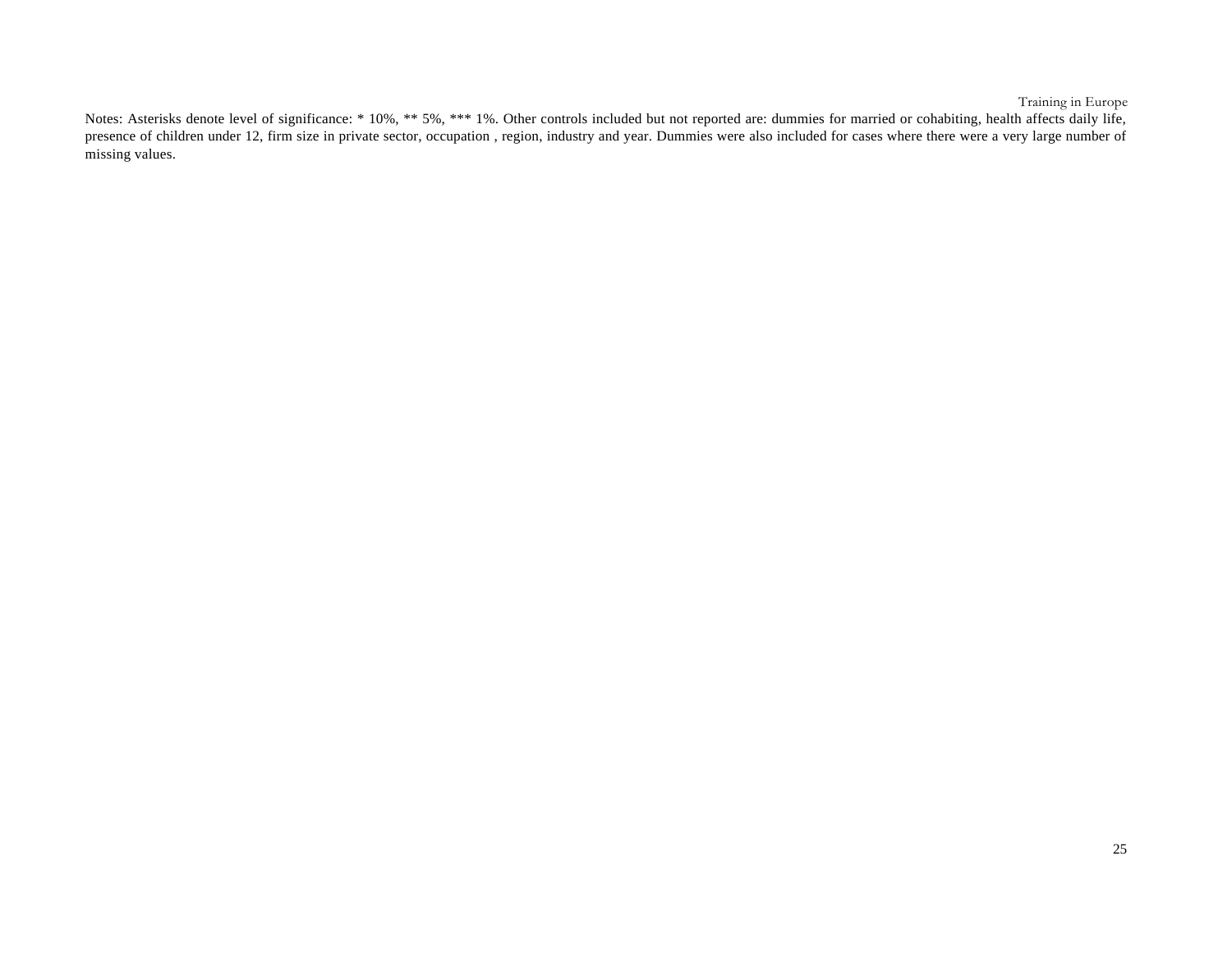Notes: Asterisks denote level of significance: * 10%, ** 5%, *** 1%. Other controls included but not reported are: dummies for married or cohabiting, health affects daily life, presence of children under 12, firm size in private sector, occupation , region, industry and year. Dummies were also included for cases where there were a very large number of missing values.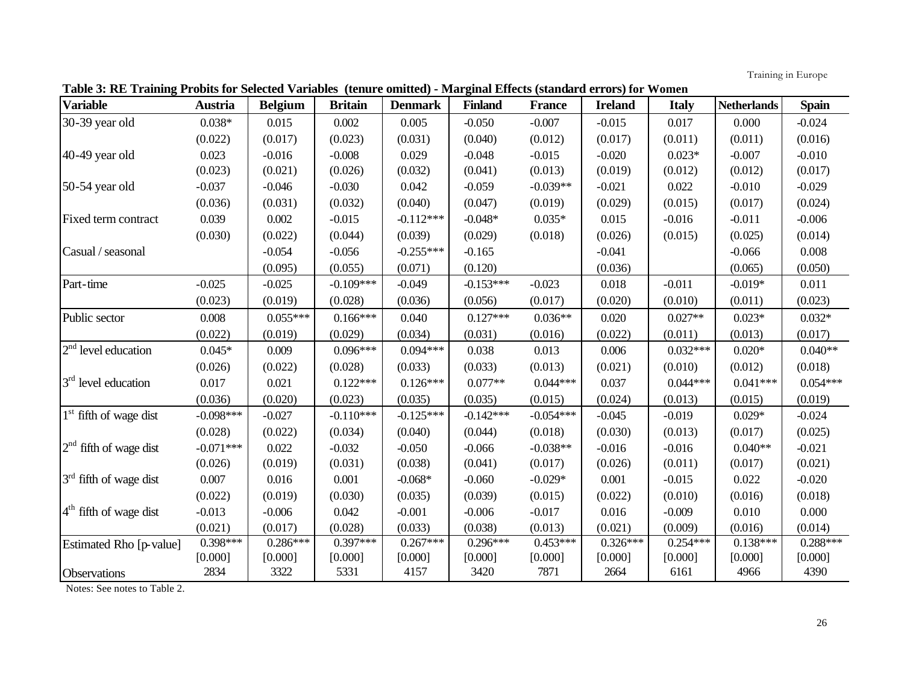**Table 3: RE Training Probits for Selected Variables (tenure omitted) - Marginal Effects (standard errors) for Women**

| Variable | Austria | Belgium | Britain | Denmark | Finland | France | Ireland | Italy | Netherlands | Spain |
|---|---|---|---|---|---|---|---|---|---|---|
| 30-39 year old | 0.038* | 0.015 | 0.002 | 0.005 | -0.050 | -0.007 | -0.015 | 0.017 | 0.000 | -0.024 |
| | (0.022) | (0.017) | (0.023) | (0.031) | (0.040) | (0.012) | (0.017) | (0.011) | (0.011) | (0.016) |
| 40-49 year old | 0.023 | -0.016 | -0.008 | 0.029 | -0.048 | -0.015 | -0.020 | 0.023* | -0.007 | -0.010 |
| | (0.023) | (0.021) | (0.026) | (0.032) | (0.041) | (0.013) | (0.019) | (0.012) | (0.012) | (0.017) |
| 50-54 year old | -0.037 | -0.046 | -0.030 | 0.042 | -0.059 | -0.039** | -0.021 | 0.022 | -0.010 | -0.029 |
| | (0.036) | (0.031) | (0.032) | (0.040) | (0.047) | (0.019) | (0.029) | (0.015) | (0.017) | (0.024) |
| Fixed term contract | 0.039 | 0.002 | -0.015 | -0.112*** | -0.048* | 0.035* | 0.015 | -0.016 | -0.011 | -0.006 |
| | (0.030) | (0.022) | (0.044) | (0.039) | (0.029) | (0.018) | (0.026) | (0.015) | (0.025) | (0.014) |
| Casual / seasonal | | -0.054 | -0.056 | -0.255*** | -0.165 | | -0.041 | | -0.066 | 0.008 |
| | | (0.095) | (0.055) | (0.071) | (0.120) | | (0.036) | | (0.065) | (0.050) |
| Part-time | -0.025 | -0.025 | -0.109*** | -0.049 | -0.153*** | -0.023 | 0.018 | -0.011 | -0.019* | 0.011 |
| | (0.023) | (0.019) | (0.028) | (0.036) | (0.056) | (0.017) | (0.020) | (0.010) | (0.011) | (0.023) |
| Public sector | 0.008 | 0.055*** | 0.166*** | 0.040 | 0.127*** | 0.036** | 0.020 | 0.027** | 0.023* | 0.032* |
| | (0.022) | (0.019) | (0.029) | (0.034) | (0.031) | (0.016) | (0.022) | (0.011) | (0.013) | (0.017) |
| 2nd level education | 0.045* | 0.009 | 0.096*** | 0.094*** | 0.038 | 0.013 | 0.006 | 0.032*** | 0.020* | 0.040** |
| | (0.026) | (0.022) | (0.028) | (0.033) | (0.033) | (0.013) | (0.021) | (0.010) | (0.012) | (0.018) |
| 3rd level education | 0.017 | 0.021 | 0.122*** | 0.126*** | 0.077** | 0.044*** | 0.037 | 0.044*** | 0.041*** | 0.054*** |
| | (0.036) | (0.020) | (0.023) | (0.035) | (0.035) | (0.015) | (0.024) | (0.013) | (0.015) | (0.019) |
| 1st fifth of wage dist | -0.098*** | -0.027 | -0.110*** | -0.125*** | -0.142*** | -0.054*** | -0.045 | -0.019 | 0.029* | -0.024 |
| | (0.028) | (0.022) | (0.034) | (0.040) | (0.044) | (0.018) | (0.030) | (0.013) | (0.017) | (0.025) |
| 2nd fifth of wage dist | -0.071*** | 0.022 | -0.032 | -0.050 | -0.066 | -0.038** | -0.016 | -0.016 | 0.040** | -0.021 |
| | (0.026) | (0.019) | (0.031) | (0.038) | (0.041) | (0.017) | (0.026) | (0.011) | (0.017) | (0.021) |
| 3rd fifth of wage dist | 0.007 | 0.016 | 0.001 | -0.068* | -0.060 | -0.029* | 0.001 | -0.015 | 0.022 | -0.020 |
| | (0.022) | (0.019) | (0.030) | (0.035) | (0.039) | (0.015) | (0.022) | (0.010) | (0.016) | (0.018) |
| 4th fifth of wage dist | -0.013 | -0.006 | 0.042 | -0.001 | -0.006 | -0.017 | 0.016 | -0.009 | 0.010 | 0.000 |
| | (0.021) | (0.017) | (0.028) | (0.033) | (0.038) | (0.013) | (0.021) | (0.009) | (0.016) | (0.014) |
| Estimated Rho [p-value] | 0.398*** | 0.286*** | 0.397*** | 0.267*** | 0.296*** | 0.453*** | 0.326*** | 0.254*** | 0.138*** | 0.288*** |
| | [0.000] | [0.000] | [0.000] | [0.000] | [0.000] | [0.000] | [0.000] | [0.000] | [0.000] | [0.000] |
| Observations | 2834 | 3322 | 5331 | 4157 | 3420 | 7871 | 2664 | 6161 | 4966 | 4390 |

Notes: See notes to Table 2.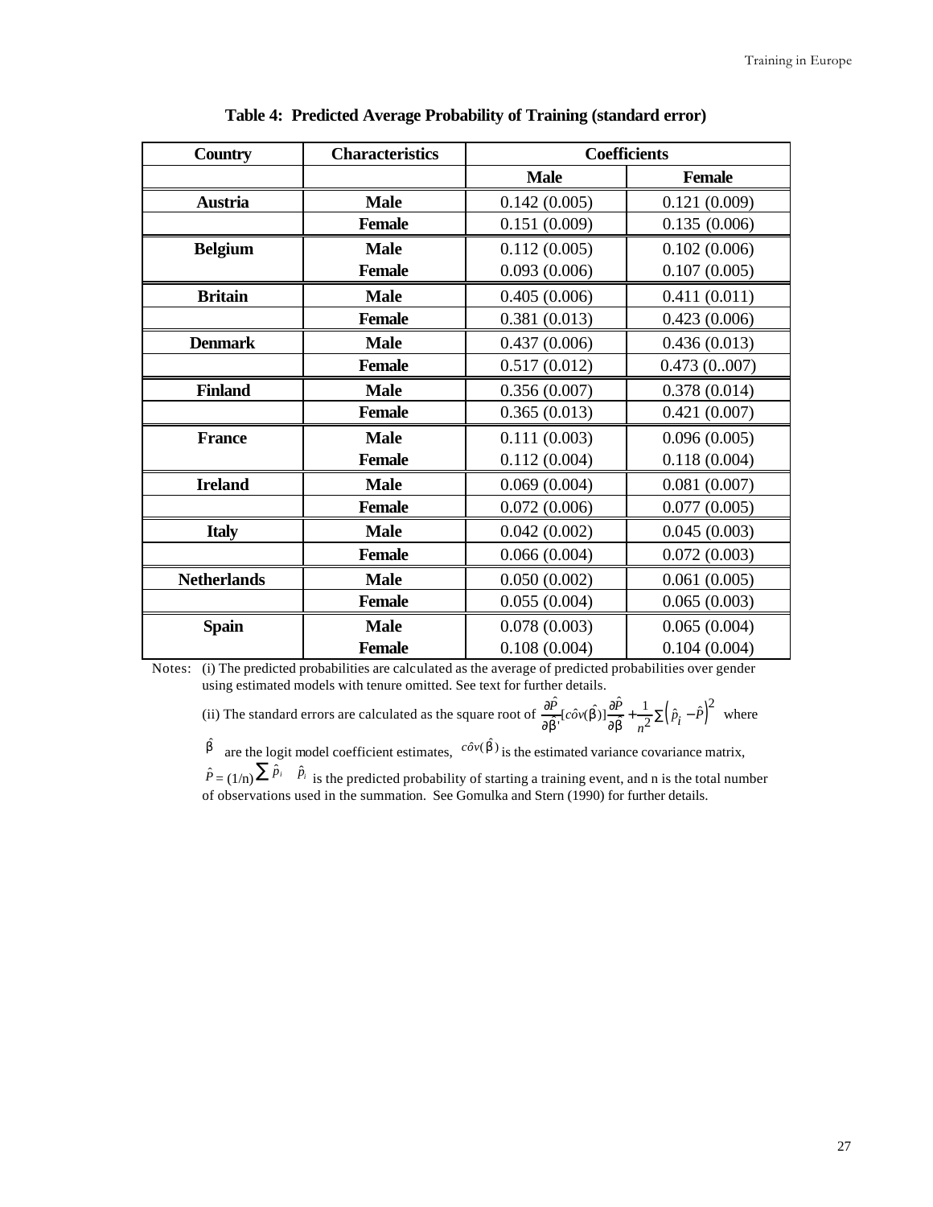**Table 4: Predicted Average Probability of Training (standard error)**

| Country | Characteristics | Coefficients | |
|---|---|---|---|
| | | **Male** | **Female** |
| **Austria** | **Male** | 0.142 (0.005) | 0.121 (0.009) |
| | **Female** | 0.151 (0.009) | 0.135 (0.006) |
| **Belgium** | **Male** | 0.112 (0.005) | 0.102 (0.006) |
| | **Female** | 0.093 (0.006) | 0.107 (0.005) |
| **Britain** | **Male** | 0.405 (0.006) | 0.411 (0.011) |
| | **Female** | 0.381 (0.013) | 0.423 (0.006) |
| **Denmark** | **Male** | 0.437 (0.006) | 0.436 (0.013) |
| | **Female** | 0.517 (0.012) | 0.473 (0..007) |
| **Finland** | **Male** | 0.356 (0.007) | 0.378 (0.014) |
| | **Female** | 0.365 (0.013) | 0.421 (0.007) |
| **France** | **Male** | 0.111 (0.003) | 0.096 (0.005) |
| | **Female** | 0.112 (0.004) | 0.118 (0.004) |
| **Ireland** | **Male** | 0.069 (0.004) | 0.081 (0.007) |
| | **Female** | 0.072 (0.006) | 0.077 (0.005) |
| **Italy** | **Male** | 0.042 (0.002) | 0.045 (0.003) |
| | **Female** | 0.066 (0.004) | 0.072 (0.003) |
| **Netherlands** | **Male** | 0.050 (0.002) | 0.061 (0.005) |
| | **Female** | 0.055 (0.004) | 0.065 (0.003) |
| **Spain** | **Male** | 0.078 (0.003) | 0.065 (0.004) |
| | **Female** | 0.108 (0.004) | 0.104 (0.004) |

Notes: (i) The predicted probabilities are calculated as the average of predicted probabilities over gender using estimated models with tenure omitted. See text for further details.

(ii) The standard errors are calculated as the square root of $\frac{\partial \hat{P}}{\partial \hat{\beta}'}[c\hat{o}v(\hat{\beta})]\frac{\partial \hat{P}}{\partial \hat{\beta}} + \frac{1}{n^2}\sum\left(\hat{p}_i - \hat{P}\right)^2$ where $\hat{\beta}$ are the logit model coefficient estimates, $c\hat{o}v(\hat{\beta})$ is the estimated variance covariance matrix, $\hat{P} = (1/n)\sum \hat{p}_i$ $\hat{p}_i$ is the predicted probability of starting a training event, and n is the total number of observations used in the summation. See Gomulka and Stern (1990) for further details.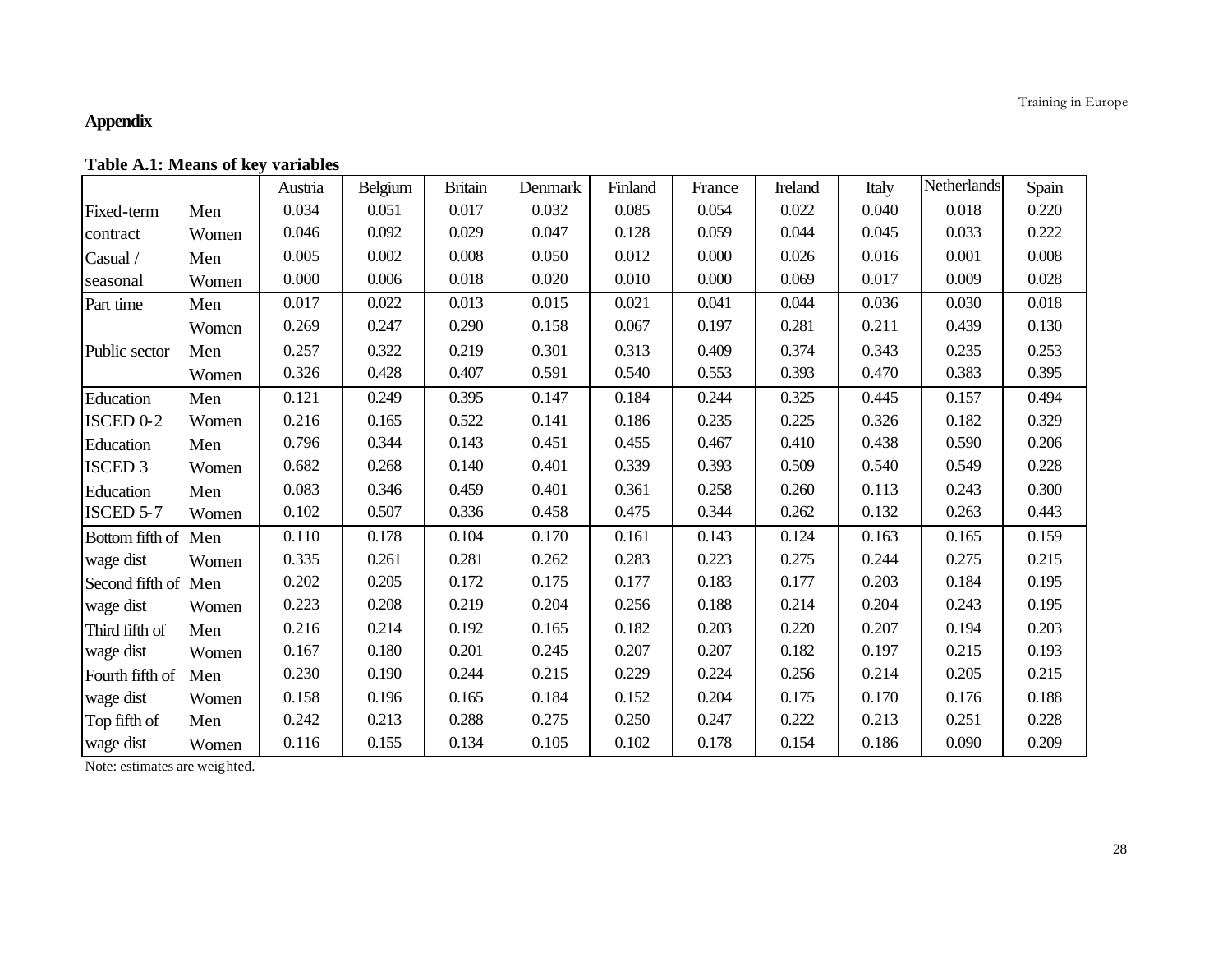## Appendix

**Table A.1: Means of key variables**

| | | Austria | Belgium | Britain | Denmark | Finland | France | Ireland | Italy | Netherlands | Spain |
|---|---|---|---|---|---|---|---|---|---|---|---|
| Fixed-term | Men | 0.034 | 0.051 | 0.017 | 0.032 | 0.085 | 0.054 | 0.022 | 0.040 | 0.018 | 0.220 |
| contract | Women | 0.046 | 0.092 | 0.029 | 0.047 | 0.128 | 0.059 | 0.044 | 0.045 | 0.033 | 0.222 |
| Casual / | Men | 0.005 | 0.002 | 0.008 | 0.050 | 0.012 | 0.000 | 0.026 | 0.016 | 0.001 | 0.008 |
| seasonal | Women | 0.000 | 0.006 | 0.018 | 0.020 | 0.010 | 0.000 | 0.069 | 0.017 | 0.009 | 0.028 |
| Part time | Men | 0.017 | 0.022 | 0.013 | 0.015 | 0.021 | 0.041 | 0.044 | 0.036 | 0.030 | 0.018 |
| | Women | 0.269 | 0.247 | 0.290 | 0.158 | 0.067 | 0.197 | 0.281 | 0.211 | 0.439 | 0.130 |
| Public sector | Men | 0.257 | 0.322 | 0.219 | 0.301 | 0.313 | 0.409 | 0.374 | 0.343 | 0.235 | 0.253 |
| | Women | 0.326 | 0.428 | 0.407 | 0.591 | 0.540 | 0.553 | 0.393 | 0.470 | 0.383 | 0.395 |
| Education | Men | 0.121 | 0.249 | 0.395 | 0.147 | 0.184 | 0.244 | 0.325 | 0.445 | 0.157 | 0.494 |
| ISCED 0-2 | Women | 0.216 | 0.165 | 0.522 | 0.141 | 0.186 | 0.235 | 0.225 | 0.326 | 0.182 | 0.329 |
| Education | Men | 0.796 | 0.344 | 0.143 | 0.451 | 0.455 | 0.467 | 0.410 | 0.438 | 0.590 | 0.206 |
| ISCED 3 | Women | 0.682 | 0.268 | 0.140 | 0.401 | 0.339 | 0.393 | 0.509 | 0.540 | 0.549 | 0.228 |
| Education | Men | 0.083 | 0.346 | 0.459 | 0.401 | 0.361 | 0.258 | 0.260 | 0.113 | 0.243 | 0.300 |
| ISCED 5-7 | Women | 0.102 | 0.507 | 0.336 | 0.458 | 0.475 | 0.344 | 0.262 | 0.132 | 0.263 | 0.443 |
| Bottom fifth of | Men | 0.110 | 0.178 | 0.104 | 0.170 | 0.161 | 0.143 | 0.124 | 0.163 | 0.165 | 0.159 |
| wage dist | Women | 0.335 | 0.261 | 0.281 | 0.262 | 0.283 | 0.223 | 0.275 | 0.244 | 0.275 | 0.215 |
| Second fifth of | Men | 0.202 | 0.205 | 0.172 | 0.175 | 0.177 | 0.183 | 0.177 | 0.203 | 0.184 | 0.195 |
| wage dist | Women | 0.223 | 0.208 | 0.219 | 0.204 | 0.256 | 0.188 | 0.214 | 0.204 | 0.243 | 0.195 |
| Third fifth of | Men | 0.216 | 0.214 | 0.192 | 0.165 | 0.182 | 0.203 | 0.220 | 0.207 | 0.194 | 0.203 |
| wage dist | Women | 0.167 | 0.180 | 0.201 | 0.245 | 0.207 | 0.207 | 0.182 | 0.197 | 0.215 | 0.193 |
| Fourth fifth of | Men | 0.230 | 0.190 | 0.244 | 0.215 | 0.229 | 0.224 | 0.256 | 0.214 | 0.205 | 0.215 |
| wage dist | Women | 0.158 | 0.196 | 0.165 | 0.184 | 0.152 | 0.204 | 0.175 | 0.170 | 0.176 | 0.188 |
| Top fifth of | Men | 0.242 | 0.213 | 0.288 | 0.275 | 0.250 | 0.247 | 0.222 | 0.213 | 0.251 | 0.228 |
| wage dist | Women | 0.116 | 0.155 | 0.134 | 0.105 | 0.102 | 0.178 | 0.154 | 0.186 | 0.090 | 0.209 |

Note: estimates are weighted.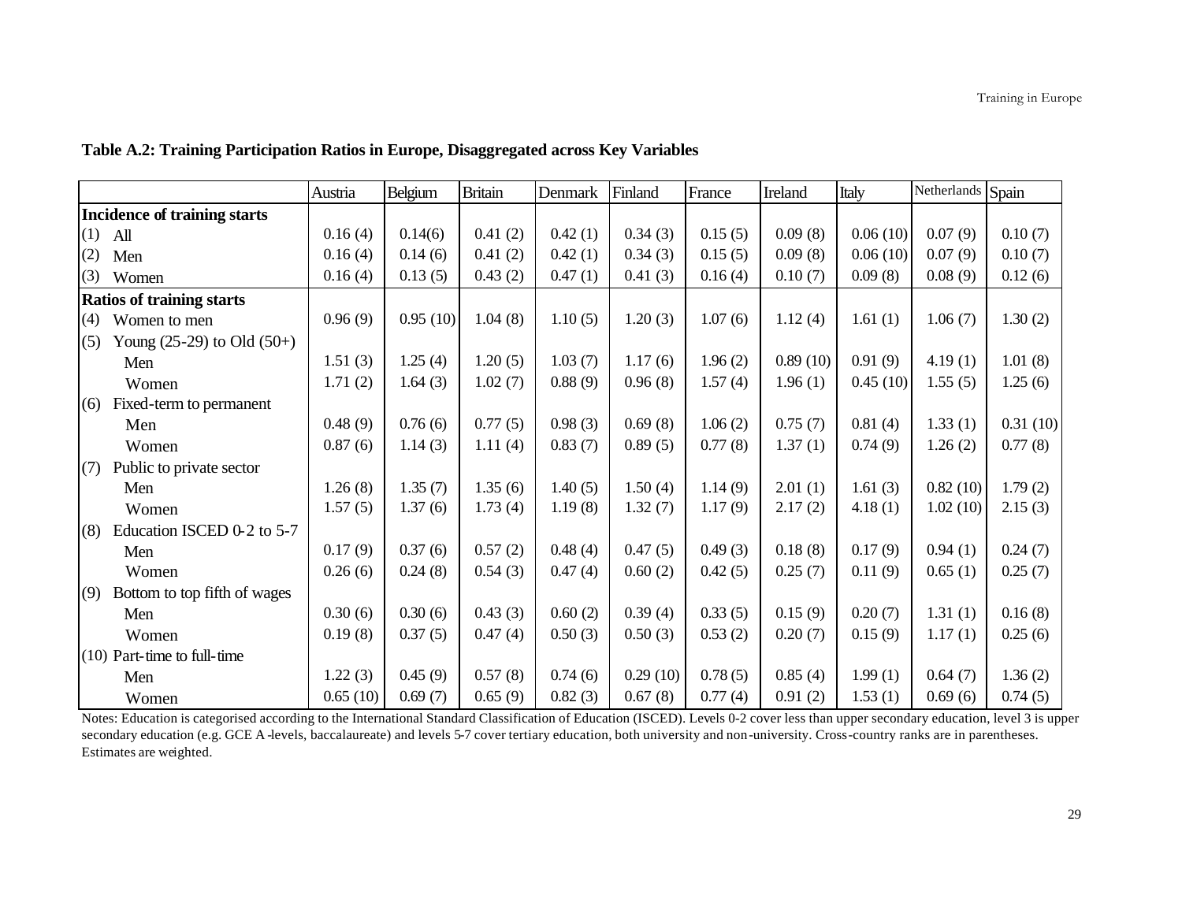**Table A.2: Training Participation Ratios in Europe, Disaggregated across Key Variables**

| | Austria | Belgium | Britain | Denmark | Finland | France | Ireland | Italy | Netherlands | Spain |
|---|---|---|---|---|---|---|---|---|---|---|
| **Incidence of training starts** | | | | | | | | | | |
| (1) All | 0.16 (4) | 0.14(6) | 0.41 (2) | 0.42 (1) | 0.34 (3) | 0.15 (5) | 0.09 (8) | 0.06 (10) | 0.07 (9) | 0.10 (7) |
| (2) Men | 0.16 (4) | 0.14 (6) | 0.41 (2) | 0.42 (1) | 0.34 (3) | 0.15 (5) | 0.09 (8) | 0.06 (10) | 0.07 (9) | 0.10 (7) |
| (3) Women | 0.16 (4) | 0.13 (5) | 0.43 (2) | 0.47 (1) | 0.41 (3) | 0.16 (4) | 0.10 (7) | 0.09 (8) | 0.08 (9) | 0.12 (6) |
| **Ratios of training starts** | | | | | | | | | | |
| (4) Women to men | 0.96 (9) | 0.95 (10) | 1.04 (8) | 1.10 (5) | 1.20 (3) | 1.07 (6) | 1.12 (4) | 1.61 (1) | 1.06 (7) | 1.30 (2) |
| (5) Young (25-29) to Old (50+) | | | | | | | | | | |
| Men | 1.51 (3) | 1.25 (4) | 1.20 (5) | 1.03 (7) | 1.17 (6) | 1.96 (2) | 0.89 (10) | 0.91 (9) | 4.19 (1) | 1.01 (8) |
| Women | 1.71 (2) | 1.64 (3) | 1.02 (7) | 0.88 (9) | 0.96 (8) | 1.57 (4) | 1.96 (1) | 0.45 (10) | 1.55 (5) | 1.25 (6) |
| (6) Fixed-term to permanent | | | | | | | | | | |
| Men | 0.48 (9) | 0.76 (6) | 0.77 (5) | 0.98 (3) | 0.69 (8) | 1.06 (2) | 0.75 (7) | 0.81 (4) | 1.33 (1) | 0.31 (10) |
| Women | 0.87 (6) | 1.14 (3) | 1.11 (4) | 0.83 (7) | 0.89 (5) | 0.77 (8) | 1.37 (1) | 0.74 (9) | 1.26 (2) | 0.77 (8) |
| (7) Public to private sector | | | | | | | | | | |
| Men | 1.26 (8) | 1.35 (7) | 1.35 (6) | 1.40 (5) | 1.50 (4) | 1.14 (9) | 2.01 (1) | 1.61 (3) | 0.82 (10) | 1.79 (2) |
| Women | 1.57 (5) | 1.37 (6) | 1.73 (4) | 1.19 (8) | 1.32 (7) | 1.17 (9) | 2.17 (2) | 4.18 (1) | 1.02 (10) | 2.15 (3) |
| (8) Education ISCED 0-2 to 5-7 | | | | | | | | | | |
| Men | 0.17 (9) | 0.37 (6) | 0.57 (2) | 0.48 (4) | 0.47 (5) | 0.49 (3) | 0.18 (8) | 0.17 (9) | 0.94 (1) | 0.24 (7) |
| Women | 0.26 (6) | 0.24 (8) | 0.54 (3) | 0.47 (4) | 0.60 (2) | 0.42 (5) | 0.25 (7) | 0.11 (9) | 0.65 (1) | 0.25 (7) |
| (9) Bottom to top fifth of wages | | | | | | | | | | |
| Men | 0.30 (6) | 0.30 (6) | 0.43 (3) | 0.60 (2) | 0.39 (4) | 0.33 (5) | 0.15 (9) | 0.20 (7) | 1.31 (1) | 0.16 (8) |
| Women | 0.19 (8) | 0.37 (5) | 0.47 (4) | 0.50 (3) | 0.50 (3) | 0.53 (2) | 0.20 (7) | 0.15 (9) | 1.17 (1) | 0.25 (6) |
| (10) Part-time to full-time | | | | | | | | | | |
| Men | 1.22 (3) | 0.45 (9) | 0.57 (8) | 0.74 (6) | 0.29 (10) | 0.78 (5) | 0.85 (4) | 1.99 (1) | 0.64 (7) | 1.36 (2) |
| Women | 0.65 (10) | 0.69 (7) | 0.65 (9) | 0.82 (3) | 0.67 (8) | 0.77 (4) | 0.91 (2) | 1.53 (1) | 0.69 (6) | 0.74 (5) |

Notes: Education is categorised according to the International Standard Classification of Education (ISCED). Levels 0-2 cover less than upper secondary education, level 3 is upper secondary education (e.g. GCE A-levels, baccalaureate) and levels 5-7 cover tertiary education, both university and non-university. Cross-country ranks are in parentheses. Estimates are weighted.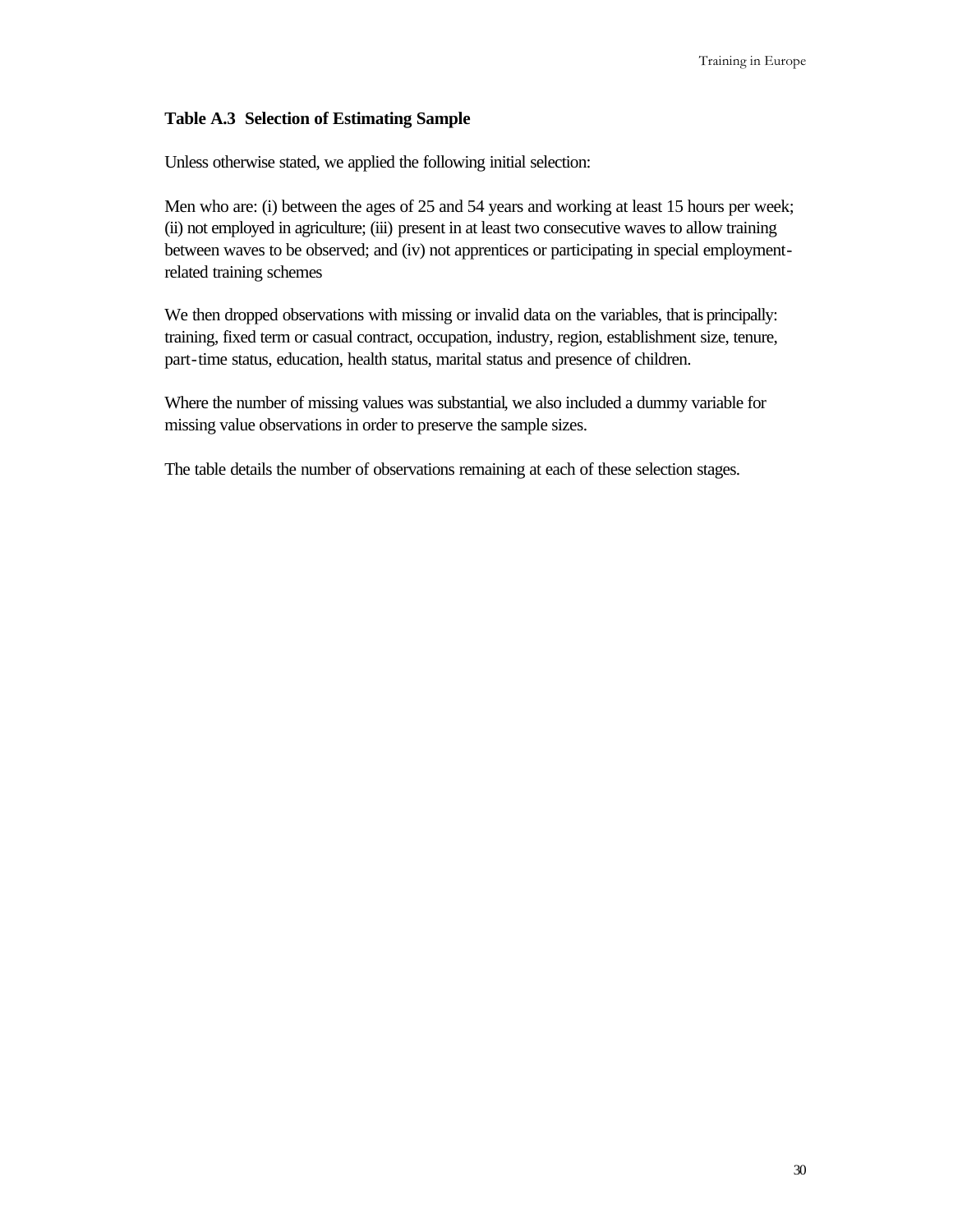**Table A.3 Selection of Estimating Sample**

Unless otherwise stated, we applied the following initial selection:

Men who are: (i) between the ages of 25 and 54 years and working at least 15 hours per week; (ii) not employed in agriculture; (iii) present in at least two consecutive waves to allow training between waves to be observed; and (iv) not apprentices or participating in special employment-related training schemes

We then dropped observations with missing or invalid data on the variables, that is principally: training, fixed term or casual contract, occupation, industry, region, establishment size, tenure, part-time status, education, health status, marital status and presence of children.

Where the number of missing values was substantial, we also included a dummy variable for missing value observations in order to preserve the sample sizes.

The table details the number of observations remaining at each of these selection stages.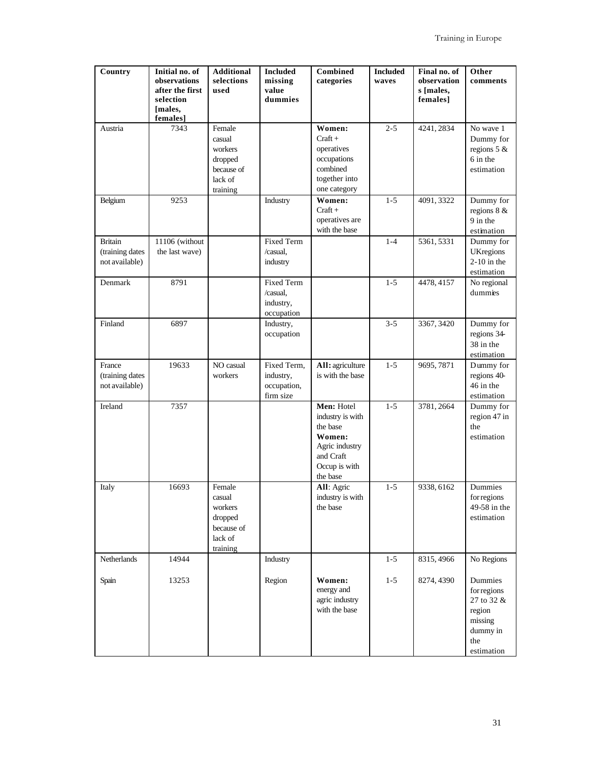| Country | Initial no. of observations after the first selection [males, females] | Additional selections used | Included missing value dummies | Combined categories | Included waves | Final no. of observations [males, females] | Other comments |
|---|---|---|---|---|---|---|---|
| Austria | 7343 | Female casual workers dropped because of lack of training | | **Women:** Craft + operatives occupations combined together into one category | 2-5 | 4241, 2834 | No wave 1 Dummy for regions 5 & 6 in the estimation |
| Belgium | 9253 | | Industry | **Women:** Craft + operatives are with the base | 1-5 | 4091, 3322 | Dummy for regions 8 & 9 in the estimation |
| Britain (training dates not available) | 11106 (without the last wave) | | Fixed Term /casual, industry | | 1-4 | 5361, 5331 | Dummy for UKregions 2-10 in the estimation |
| Denmark | 8791 | | Fixed Term /casual, industry, occupation | | 1-5 | 4478, 4157 | No regional dummies |
| Finland | 6897 | | Industry, occupation | | 3-5 | 3367, 3420 | Dummy for regions 34-38 in the estimation |
| France (training dates not available) | 19633 | NO casual workers | Fixed Term, industry, occupation, firm size | **All:** agriculture is with the base | 1-5 | 9695, 7871 | Dummy for regions 40-46 in the estimation |
| Ireland | 7357 | | | **Men:** Hotel industry is with the base **Women:** Agric industry and Craft Occup is with the base | 1-5 | 3781, 2664 | Dummy for region 47 in the estimation |
| Italy | 16693 | Female casual workers dropped because of lack of training | | **All**: Agric industry is with the base | 1-5 | 9338, 6162 | Dummies for regions 49-58 in the estimation |
| Netherlands | 14944 | | Industry | | 1-5 | 8315, 4966 | No Regions |
| Spain | 13253 | | Region | **Women:** energy and agric industry with the base | 1-5 | 8274, 4390 | Dummies for regions 27 to 32 & region missing dummy in the estimation |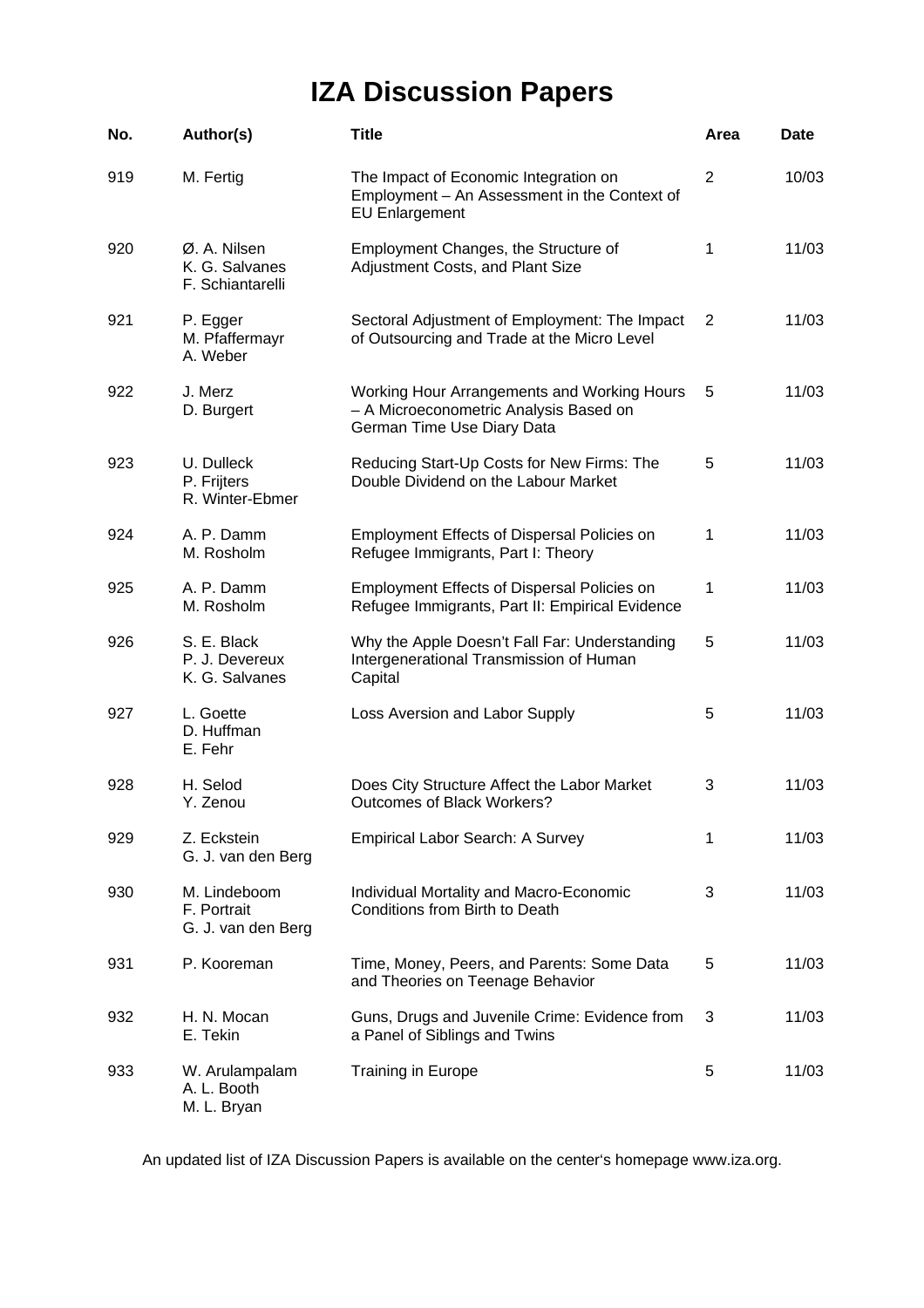# IZA Discussion Papers

| No. | Author(s) | Title | Area | Date |
|---|---|---|---|---|
| 919 | M. Fertig | The Impact of Economic Integration on Employment – An Assessment in the Context of EU Enlargement | 2 | 10/03 |
| 920 | Ø. A. Nilsen<br>K. G. Salvanes<br>F. Schiantarelli | Employment Changes, the Structure of Adjustment Costs, and Plant Size | 1 | 11/03 |
| 921 | P. Egger<br>M. Pfaffermayr<br>A. Weber | Sectoral Adjustment of Employment: The Impact of Outsourcing and Trade at the Micro Level | 2 | 11/03 |
| 922 | J. Merz<br>D. Burgert | Working Hour Arrangements and Working Hours – A Microeconometric Analysis Based on German Time Use Diary Data | 5 | 11/03 |
| 923 | U. Dulleck<br>P. Frijters<br>R. Winter-Ebmer | Reducing Start-Up Costs for New Firms: The Double Dividend on the Labour Market | 5 | 11/03 |
| 924 | A. P. Damm<br>M. Rosholm | Employment Effects of Dispersal Policies on Refugee Immigrants, Part I: Theory | 1 | 11/03 |
| 925 | A. P. Damm<br>M. Rosholm | Employment Effects of Dispersal Policies on Refugee Immigrants, Part II: Empirical Evidence | 1 | 11/03 |
| 926 | S. E. Black<br>P. J. Devereux<br>K. G. Salvanes | Why the Apple Doesn't Fall Far: Understanding Intergenerational Transmission of Human Capital | 5 | 11/03 |
| 927 | L. Goette<br>D. Huffman<br>E. Fehr | Loss Aversion and Labor Supply | 5 | 11/03 |
| 928 | H. Selod<br>Y. Zenou | Does City Structure Affect the Labor Market Outcomes of Black Workers? | 3 | 11/03 |
| 929 | Z. Eckstein<br>G. J. van den Berg | Empirical Labor Search: A Survey | 1 | 11/03 |
| 930 | M. Lindeboom<br>F. Portrait<br>G. J. van den Berg | Individual Mortality and Macro-Economic Conditions from Birth to Death | 3 | 11/03 |
| 931 | P. Kooreman | Time, Money, Peers, and Parents: Some Data and Theories on Teenage Behavior | 5 | 11/03 |
| 932 | H. N. Mocan<br>E. Tekin | Guns, Drugs and Juvenile Crime: Evidence from a Panel of Siblings and Twins | 3 | 11/03 |
| 933 | W. Arulampalam<br>A. L. Booth<br>M. L. Bryan | Training in Europe | 5 | 11/03 |

An updated list of IZA Discussion Papers is available on the center's homepage www.iza.org.